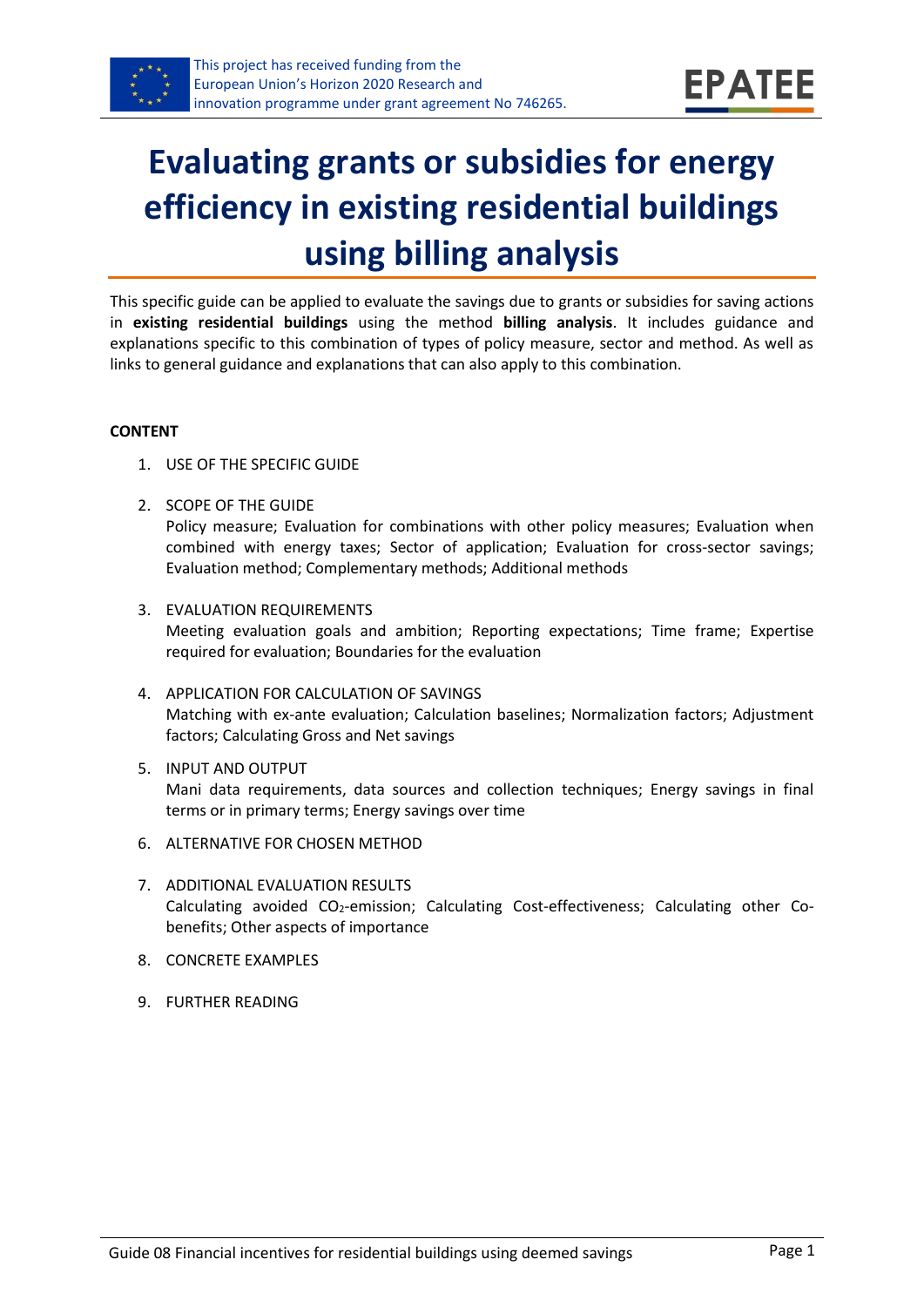This project has received funding from the European Union's Horizon 2020 Research and innovation programme under grant agreement No 746265.

# Evaluating grants or subsidies for energy efficiency in existing residential buildings using billing analysis

This specific guide can be applied to evaluate the savings due to grants or subsidies for saving actions in **existing residential buildings** using the method **billing analysis**. It includes guidance and explanations specific to this combination of types of policy measure, sector and method. As well as links to general guidance and explanations that can also apply to this combination.

**CONTENT**

1. USE OF THE SPECIFIC GUIDE
2. SCOPE OF THE GUIDE
   Policy measure; Evaluation for combinations with other policy measures; Evaluation when combined with energy taxes; Sector of application; Evaluation for cross-sector savings; Evaluation method; Complementary methods; Additional methods
3. EVALUATION REQUIREMENTS
   Meeting evaluation goals and ambition; Reporting expectations; Time frame; Expertise required for evaluation; Boundaries for the evaluation
4. APPLICATION FOR CALCULATION OF SAVINGS
   Matching with ex-ante evaluation; Calculation baselines; Normalization factors; Adjustment factors; Calculating Gross and Net savings
5. INPUT AND OUTPUT
   Mani data requirements, data sources and collection techniques; Energy savings in final terms or in primary terms; Energy savings over time
6. ALTERNATIVE FOR CHOSEN METHOD
7. ADDITIONAL EVALUATION RESULTS
   Calculating avoided $CO_2$-emission; Calculating Cost-effectiveness; Calculating other Co-benefits; Other aspects of importance
8. CONCRETE EXAMPLES
9. FURTHER READING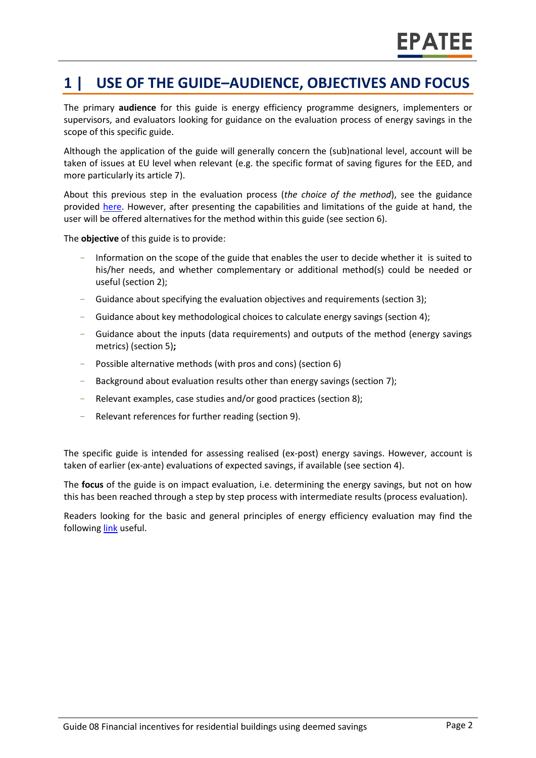# 1 | USE OF THE GUIDE–AUDIENCE, OBJECTIVES AND FOCUS

The primary **audience** for this guide is energy efficiency programme designers, implementers or supervisors, and evaluators looking for guidance on the evaluation process of energy savings in the scope of this specific guide.

Although the application of the guide will generally concern the (sub)national level, account will be taken of issues at EU level when relevant (e.g. the specific format of saving figures for the EED, and more particularly its article 7).

About this previous step in the evaluation process (*the choice of the method*), see the guidance provided here. However, after presenting the capabilities and limitations of the guide at hand, the user will be offered alternatives for the method within this guide (see section 6).

The **objective** of this guide is to provide:

- Information on the scope of the guide that enables the user to decide whether it is suited to his/her needs, and whether complementary or additional method(s) could be needed or useful (section 2);
- Guidance about specifying the evaluation objectives and requirements (section 3);
- Guidance about key methodological choices to calculate energy savings (section 4);
- Guidance about the inputs (data requirements) and outputs of the method (energy savings metrics) (section 5)**;**
- Possible alternative methods (with pros and cons) (section 6)
- Background about evaluation results other than energy savings (section 7);
- Relevant examples, case studies and/or good practices (section 8);
- Relevant references for further reading (section 9).

The specific guide is intended for assessing realised (ex-post) energy savings. However, account is taken of earlier (ex-ante) evaluations of expected savings, if available (see section 4).

The **focus** of the guide is on impact evaluation, i.e. determining the energy savings, but not on how this has been reached through a step by step process with intermediate results (process evaluation).

Readers looking for the basic and general principles of energy efficiency evaluation may find the following link useful.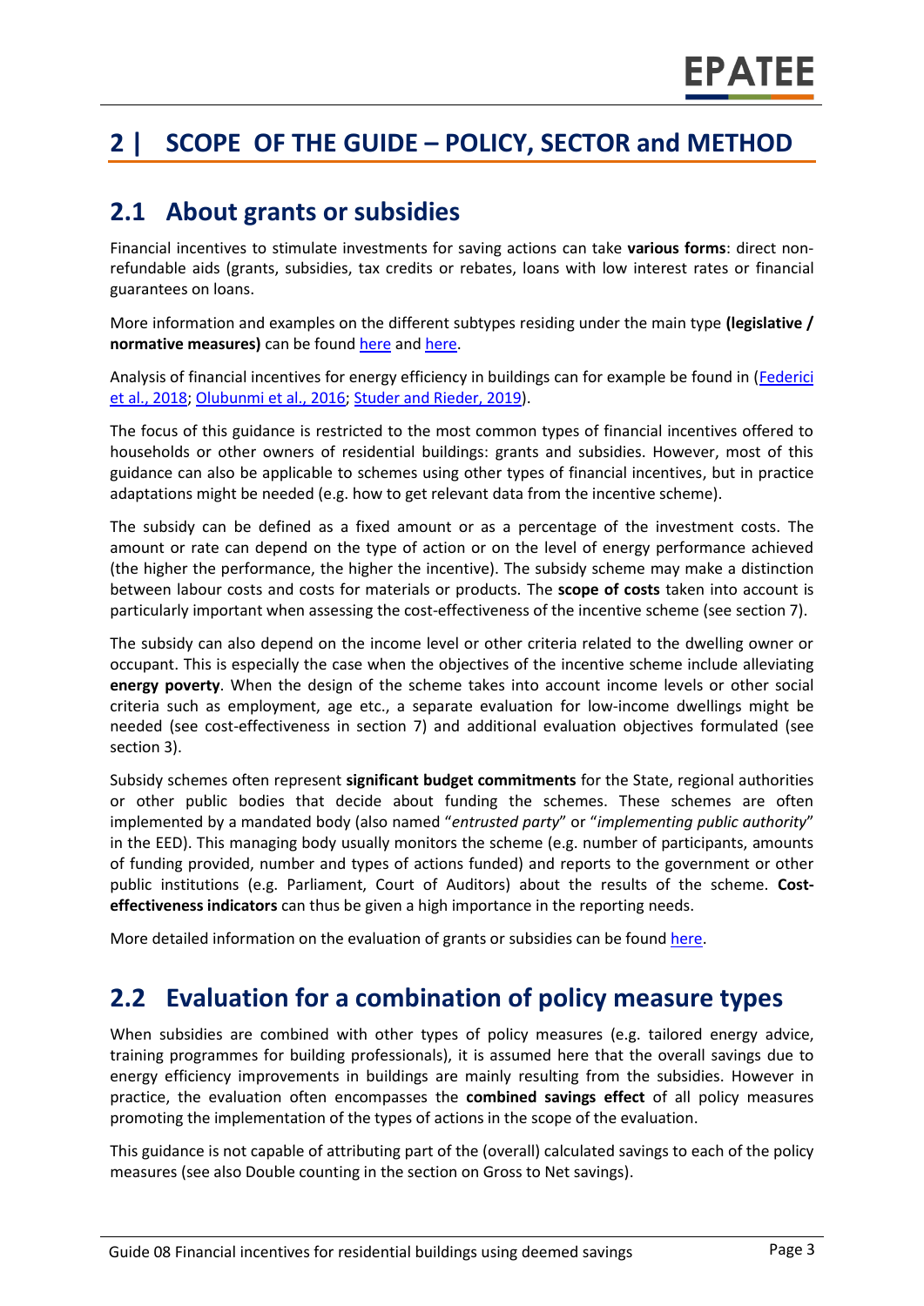# 2 | SCOPE OF THE GUIDE – POLICY, SECTOR and METHOD

## 2.1 About grants or subsidies

Financial incentives to stimulate investments for saving actions can take **various forms**: direct non-refundable aids (grants, subsidies, tax credits or rebates, loans with low interest rates or financial guarantees on loans.

More information and examples on the different subtypes residing under the main type **(legislative / normative measures)** can be found here and here.

Analysis of financial incentives for energy efficiency in buildings can for example be found in (Federici et al., 2018; Olubunmi et al., 2016; Studer and Rieder, 2019).

The focus of this guidance is restricted to the most common types of financial incentives offered to households or other owners of residential buildings: grants and subsidies. However, most of this guidance can also be applicable to schemes using other types of financial incentives, but in practice adaptations might be needed (e.g. how to get relevant data from the incentive scheme).

The subsidy can be defined as a fixed amount or as a percentage of the investment costs. The amount or rate can depend on the type of action or on the level of energy performance achieved (the higher the performance, the higher the incentive). The subsidy scheme may make a distinction between labour costs and costs for materials or products. The **scope of costs** taken into account is particularly important when assessing the cost-effectiveness of the incentive scheme (see section 7).

The subsidy can also depend on the income level or other criteria related to the dwelling owner or occupant. This is especially the case when the objectives of the incentive scheme include alleviating **energy poverty**. When the design of the scheme takes into account income levels or other social criteria such as employment, age etc., a separate evaluation for low-income dwellings might be needed (see cost-effectiveness in section 7) and additional evaluation objectives formulated (see section 3).

Subsidy schemes often represent **significant budget commitments** for the State, regional authorities or other public bodies that decide about funding the schemes. These schemes are often implemented by a mandated body (also named "*entrusted party*" or "*implementing public authority*" in the EED). This managing body usually monitors the scheme (e.g. number of participants, amounts of funding provided, number and types of actions funded) and reports to the government or other public institutions (e.g. Parliament, Court of Auditors) about the results of the scheme. **Cost-effectiveness indicators** can thus be given a high importance in the reporting needs.

More detailed information on the evaluation of grants or subsidies can be found here.

## 2.2 Evaluation for a combination of policy measure types

When subsidies are combined with other types of policy measures (e.g. tailored energy advice, training programmes for building professionals), it is assumed here that the overall savings due to energy efficiency improvements in buildings are mainly resulting from the subsidies. However in practice, the evaluation often encompasses the **combined savings effect** of all policy measures promoting the implementation of the types of actions in the scope of the evaluation.

This guidance is not capable of attributing part of the (overall) calculated savings to each of the policy measures (see also Double counting in the section on Gross to Net savings).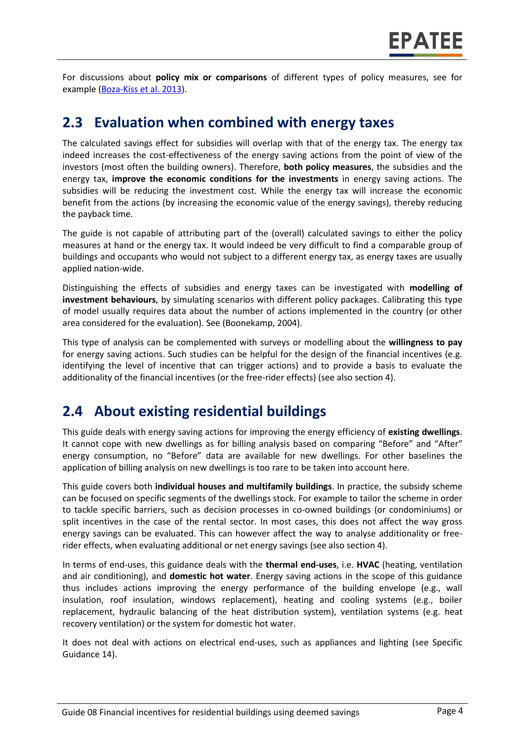For discussions about **policy mix or comparisons** of different types of policy measures, see for example (Boza-Kiss et al. 2013).

## 2.3 Evaluation when combined with energy taxes

The calculated savings effect for subsidies will overlap with that of the energy tax. The energy tax indeed increases the cost-effectiveness of the energy saving actions from the point of view of the investors (most often the building owners). Therefore, **both policy measures**, the subsidies and the energy tax, **improve the economic conditions for the investments** in energy saving actions. The subsidies will be reducing the investment cost. While the energy tax will increase the economic benefit from the actions (by increasing the economic value of the energy savings), thereby reducing the payback time.

The guide is not capable of attributing part of the (overall) calculated savings to either the policy measures at hand or the energy tax. It would indeed be very difficult to find a comparable group of buildings and occupants who would not subject to a different energy tax, as energy taxes are usually applied nation-wide.

Distinguishing the effects of subsidies and energy taxes can be investigated with **modelling of investment behaviours**, by simulating scenarios with different policy packages. Calibrating this type of model usually requires data about the number of actions implemented in the country (or other area considered for the evaluation). See (Boonekamp, 2004).

This type of analysis can be complemented with surveys or modelling about the **willingness to pay** for energy saving actions. Such studies can be helpful for the design of the financial incentives (e.g. identifying the level of incentive that can trigger actions) and to provide a basis to evaluate the additionality of the financial incentives (or the free-rider effects) (see also section 4).

## 2.4 About existing residential buildings

This guide deals with energy saving actions for improving the energy efficiency of **existing dwellings**. It cannot cope with new dwellings as for billing analysis based on comparing "Before" and "After" energy consumption, no "Before" data are available for new dwellings. For other baselines the application of billing analysis on new dwellings is too rare to be taken into account here.

This guide covers both **individual houses and multifamily buildings**. In practice, the subsidy scheme can be focused on specific segments of the dwellings stock. For example to tailor the scheme in order to tackle specific barriers, such as decision processes in co-owned buildings (or condominiums) or split incentives in the case of the rental sector. In most cases, this does not affect the way gross energy savings can be evaluated. This can however affect the way to analyse additionality or free-rider effects, when evaluating additional or net energy savings (see also section 4).

In terms of end-uses, this guidance deals with the **thermal end-uses**, i.e. **HVAC** (heating, ventilation and air conditioning), and **domestic hot water**. Energy saving actions in the scope of this guidance thus includes actions improving the energy performance of the building envelope (e.g., wall insulation, roof insulation, windows replacement), heating and cooling systems (e.g., boiler replacement, hydraulic balancing of the heat distribution system), ventilation systems (e.g. heat recovery ventilation) or the system for domestic hot water.

It does not deal with actions on electrical end-uses, such as appliances and lighting (see Specific Guidance 14).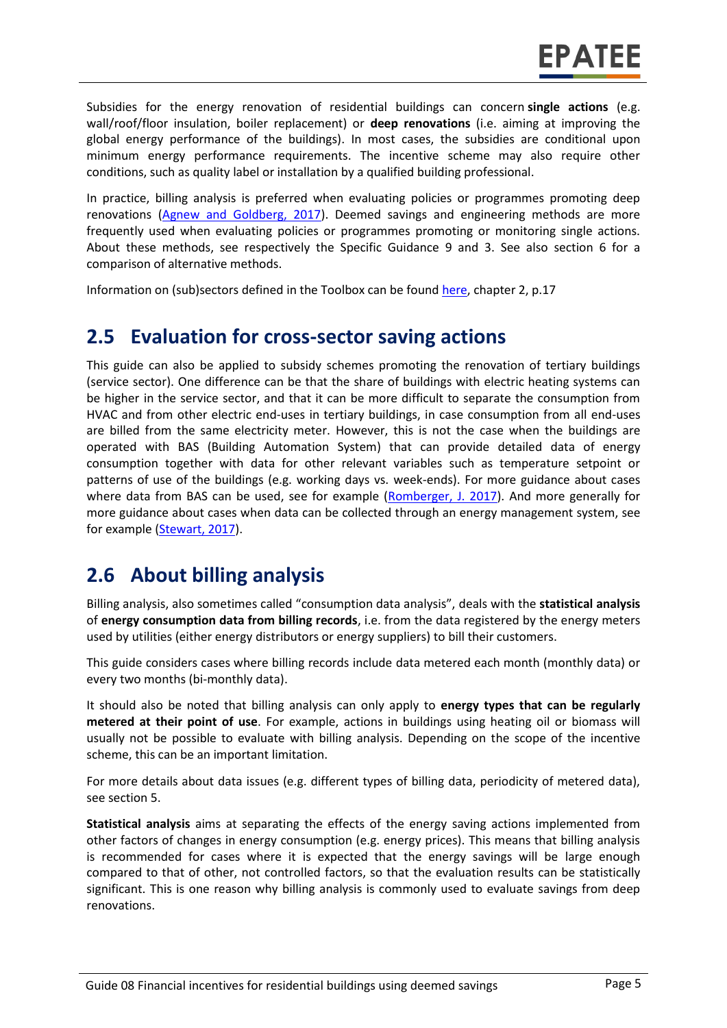Subsidies for the energy renovation of residential buildings can concern **single actions** (e.g. wall/roof/floor insulation, boiler replacement) or **deep renovations** (i.e. aiming at improving the global energy performance of the buildings). In most cases, the subsidies are conditional upon minimum energy performance requirements. The incentive scheme may also require other conditions, such as quality label or installation by a qualified building professional.

In practice, billing analysis is preferred when evaluating policies or programmes promoting deep renovations (Agnew and Goldberg, 2017). Deemed savings and engineering methods are more frequently used when evaluating policies or programmes promoting or monitoring single actions. About these methods, see respectively the Specific Guidance 9 and 3. See also section 6 for a comparison of alternative methods.

Information on (sub)sectors defined in the Toolbox can be found here, chapter 2, p.17

## 2.5 Evaluation for cross-sector saving actions

This guide can also be applied to subsidy schemes promoting the renovation of tertiary buildings (service sector). One difference can be that the share of buildings with electric heating systems can be higher in the service sector, and that it can be more difficult to separate the consumption from HVAC and from other electric end-uses in tertiary buildings, in case consumption from all end-uses are billed from the same electricity meter. However, this is not the case when the buildings are operated with BAS (Building Automation System) that can provide detailed data of energy consumption together with data for other relevant variables such as temperature setpoint or patterns of use of the buildings (e.g. working days vs. week-ends). For more guidance about cases where data from BAS can be used, see for example (Romberger, J. 2017). And more generally for more guidance about cases when data can be collected through an energy management system, see for example (Stewart, 2017).

## 2.6 About billing analysis

Billing analysis, also sometimes called "consumption data analysis", deals with the **statistical analysis** of **energy consumption data from billing records**, i.e. from the data registered by the energy meters used by utilities (either energy distributors or energy suppliers) to bill their customers.

This guide considers cases where billing records include data metered each month (monthly data) or every two months (bi-monthly data).

It should also be noted that billing analysis can only apply to **energy types that can be regularly metered at their point of use**. For example, actions in buildings using heating oil or biomass will usually not be possible to evaluate with billing analysis. Depending on the scope of the incentive scheme, this can be an important limitation.

For more details about data issues (e.g. different types of billing data, periodicity of metered data), see section 5.

**Statistical analysis** aims at separating the effects of the energy saving actions implemented from other factors of changes in energy consumption (e.g. energy prices). This means that billing analysis is recommended for cases where it is expected that the energy savings will be large enough compared to that of other, not controlled factors, so that the evaluation results can be statistically significant. This is one reason why billing analysis is commonly used to evaluate savings from deep renovations.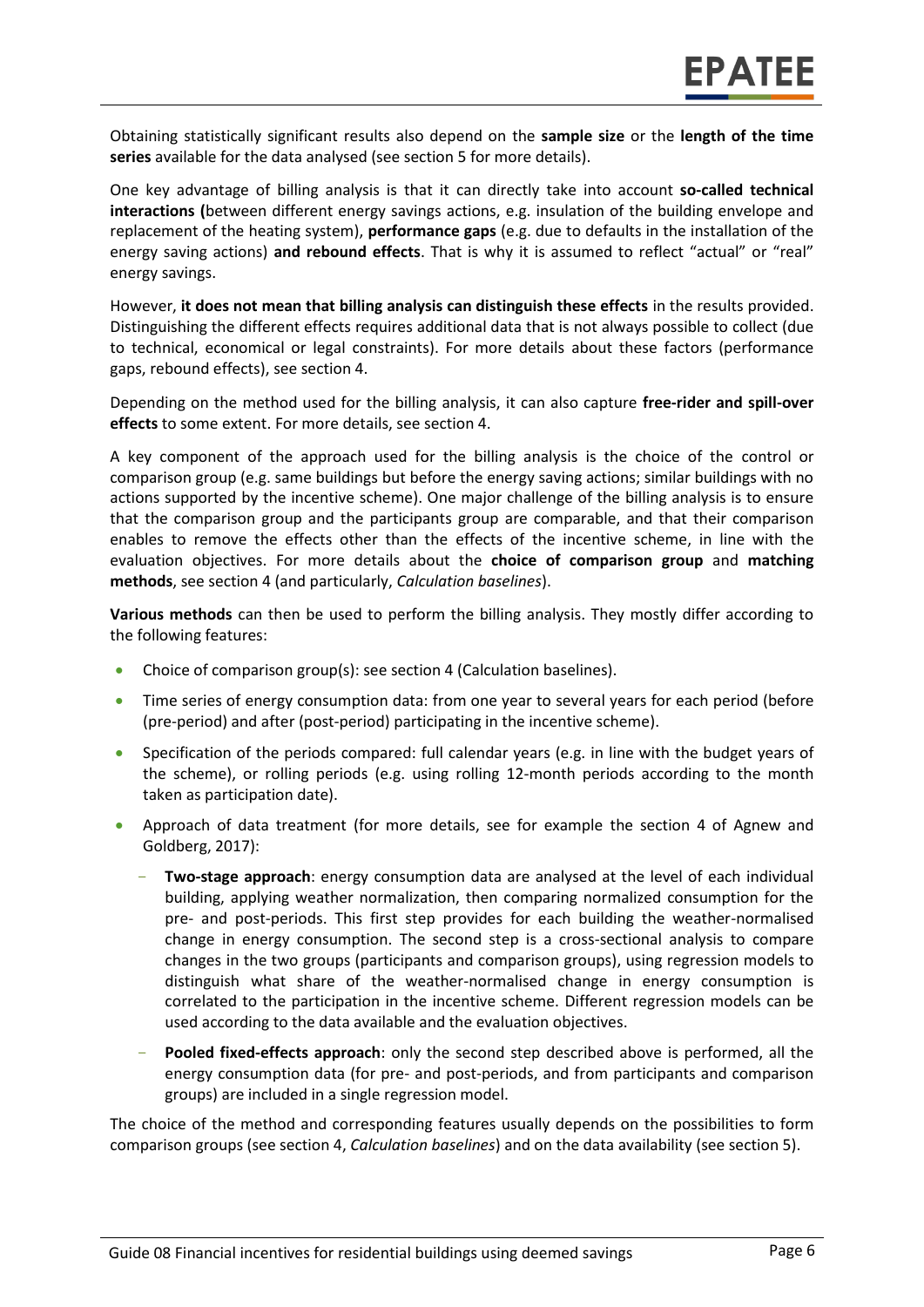Obtaining statistically significant results also depend on the **sample size** or the **length of the time series** available for the data analysed (see section 5 for more details).

One key advantage of billing analysis is that it can directly take into account **so-called technical interactions (**between different energy savings actions, e.g. insulation of the building envelope and replacement of the heating system), **performance gaps** (e.g. due to defaults in the installation of the energy saving actions) **and rebound effects**. That is why it is assumed to reflect "actual" or "real" energy savings.

However, **it does not mean that billing analysis can distinguish these effects** in the results provided. Distinguishing the different effects requires additional data that is not always possible to collect (due to technical, economical or legal constraints). For more details about these factors (performance gaps, rebound effects), see section 4.

Depending on the method used for the billing analysis, it can also capture **free-rider and spill-over effects** to some extent. For more details, see section 4.

A key component of the approach used for the billing analysis is the choice of the control or comparison group (e.g. same buildings but before the energy saving actions; similar buildings with no actions supported by the incentive scheme). One major challenge of the billing analysis is to ensure that the comparison group and the participants group are comparable, and that their comparison enables to remove the effects other than the effects of the incentive scheme, in line with the evaluation objectives. For more details about the **choice of comparison group** and **matching methods**, see section 4 (and particularly, *Calculation baselines*).

**Various methods** can then be used to perform the billing analysis. They mostly differ according to the following features:

- Choice of comparison group(s): see section 4 (Calculation baselines).
- Time series of energy consumption data: from one year to several years for each period (before (pre-period) and after (post-period) participating in the incentive scheme).
- Specification of the periods compared: full calendar years (e.g. in line with the budget years of the scheme), or rolling periods (e.g. using rolling 12-month periods according to the month taken as participation date).
- Approach of data treatment (for more details, see for example the section 4 of Agnew and Goldberg, 2017):
  - **Two-stage approach**: energy consumption data are analysed at the level of each individual building, applying weather normalization, then comparing normalized consumption for the pre- and post-periods. This first step provides for each building the weather-normalised change in energy consumption. The second step is a cross-sectional analysis to compare changes in the two groups (participants and comparison groups), using regression models to distinguish what share of the weather-normalised change in energy consumption is correlated to the participation in the incentive scheme. Different regression models can be used according to the data available and the evaluation objectives.
  - **Pooled fixed-effects approach**: only the second step described above is performed, all the energy consumption data (for pre- and post-periods, and from participants and comparison groups) are included in a single regression model.

The choice of the method and corresponding features usually depends on the possibilities to form comparison groups (see section 4, *Calculation baselines*) and on the data availability (see section 5).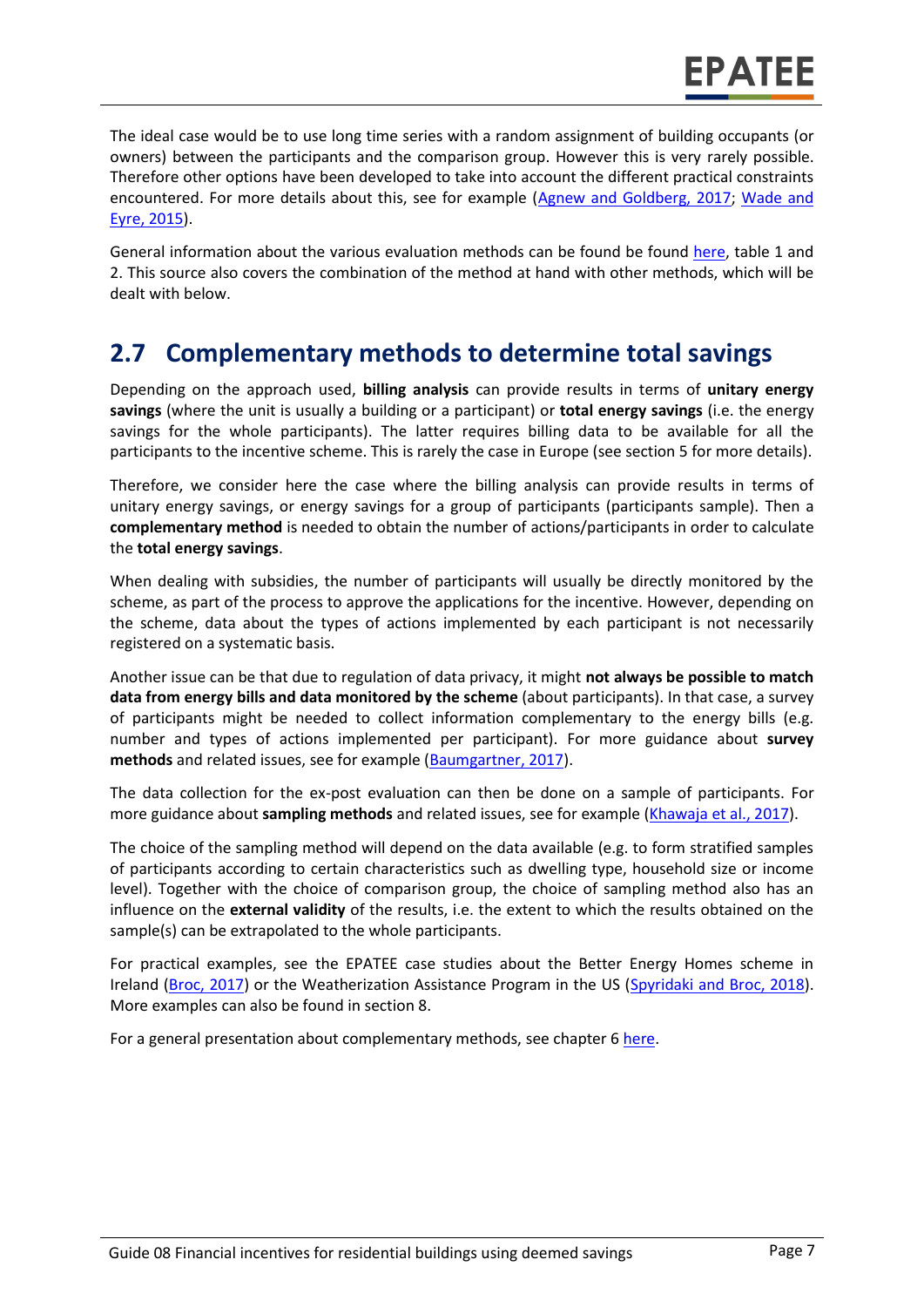The ideal case would be to use long time series with a random assignment of building occupants (or owners) between the participants and the comparison group. However this is very rarely possible. Therefore other options have been developed to take into account the different practical constraints encountered. For more details about this, see for example (Agnew and Goldberg, 2017; Wade and Eyre, 2015).

General information about the various evaluation methods can be found be found here, table 1 and 2. This source also covers the combination of the method at hand with other methods, which will be dealt with below.

## 2.7 Complementary methods to determine total savings

Depending on the approach used, **billing analysis** can provide results in terms of **unitary energy savings** (where the unit is usually a building or a participant) or **total energy savings** (i.e. the energy savings for the whole participants). The latter requires billing data to be available for all the participants to the incentive scheme. This is rarely the case in Europe (see section 5 for more details).

Therefore, we consider here the case where the billing analysis can provide results in terms of unitary energy savings, or energy savings for a group of participants (participants sample). Then a **complementary method** is needed to obtain the number of actions/participants in order to calculate the **total energy savings**.

When dealing with subsidies, the number of participants will usually be directly monitored by the scheme, as part of the process to approve the applications for the incentive. However, depending on the scheme, data about the types of actions implemented by each participant is not necessarily registered on a systematic basis.

Another issue can be that due to regulation of data privacy, it might **not always be possible to match data from energy bills and data monitored by the scheme** (about participants). In that case, a survey of participants might be needed to collect information complementary to the energy bills (e.g. number and types of actions implemented per participant). For more guidance about **survey methods** and related issues, see for example (Baumgartner, 2017).

The data collection for the ex-post evaluation can then be done on a sample of participants. For more guidance about **sampling methods** and related issues, see for example (Khawaja et al., 2017).

The choice of the sampling method will depend on the data available (e.g. to form stratified samples of participants according to certain characteristics such as dwelling type, household size or income level). Together with the choice of comparison group, the choice of sampling method also has an influence on the **external validity** of the results, i.e. the extent to which the results obtained on the sample(s) can be extrapolated to the whole participants.

For practical examples, see the EPATEE case studies about the Better Energy Homes scheme in Ireland (Broc, 2017) or the Weatherization Assistance Program in the US (Spyridaki and Broc, 2018). More examples can also be found in section 8.

For a general presentation about complementary methods, see chapter 6 here.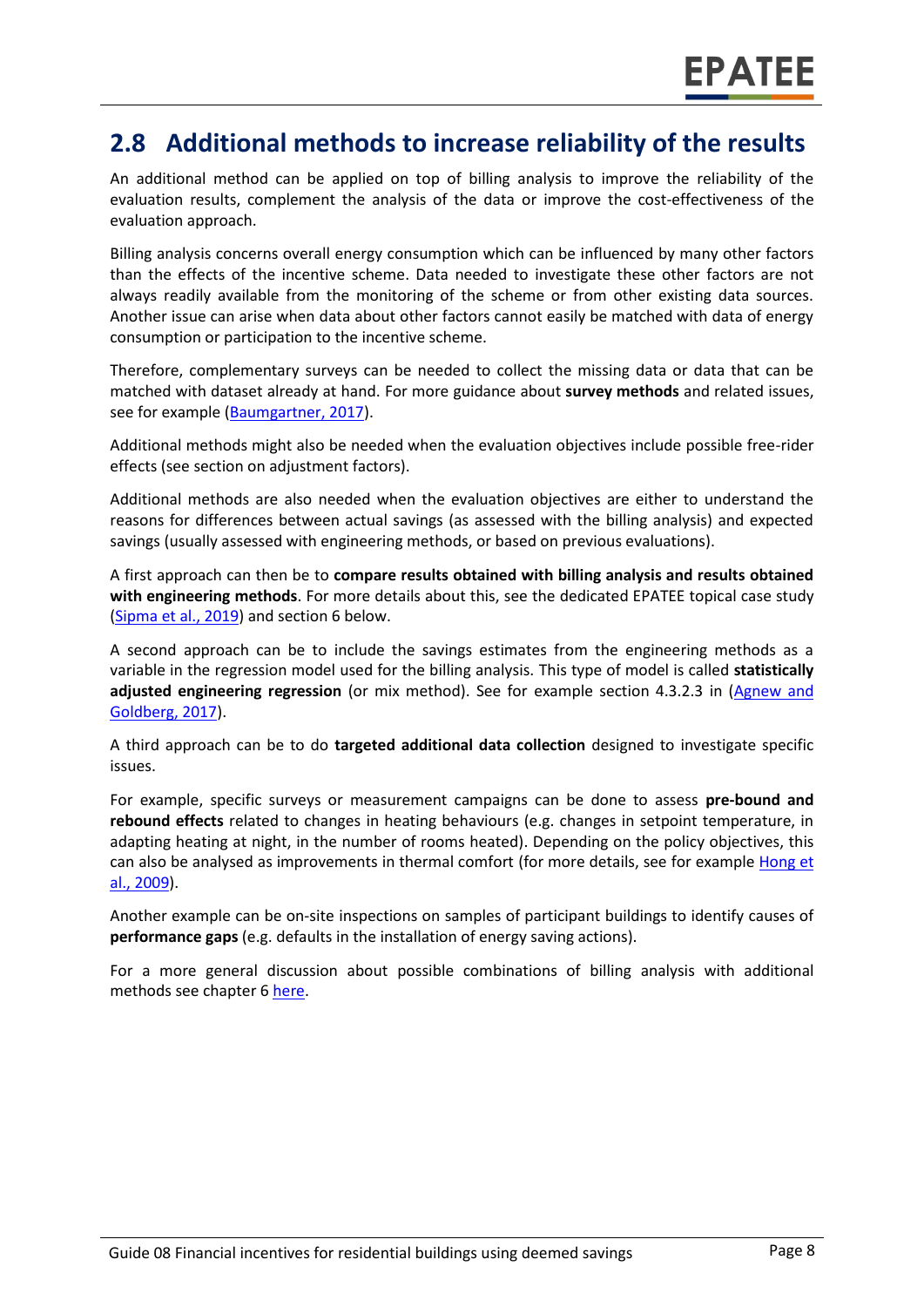## 2.8 Additional methods to increase reliability of the results

An additional method can be applied on top of billing analysis to improve the reliability of the evaluation results, complement the analysis of the data or improve the cost-effectiveness of the evaluation approach.

Billing analysis concerns overall energy consumption which can be influenced by many other factors than the effects of the incentive scheme. Data needed to investigate these other factors are not always readily available from the monitoring of the scheme or from other existing data sources. Another issue can arise when data about other factors cannot easily be matched with data of energy consumption or participation to the incentive scheme.

Therefore, complementary surveys can be needed to collect the missing data or data that can be matched with dataset already at hand. For more guidance about **survey methods** and related issues, see for example (Baumgartner, 2017).

Additional methods might also be needed when the evaluation objectives include possible free-rider effects (see section on adjustment factors).

Additional methods are also needed when the evaluation objectives are either to understand the reasons for differences between actual savings (as assessed with the billing analysis) and expected savings (usually assessed with engineering methods, or based on previous evaluations).

A first approach can then be to **compare results obtained with billing analysis and results obtained with engineering methods**. For more details about this, see the dedicated EPATEE topical case study (Sipma et al., 2019) and section 6 below.

A second approach can be to include the savings estimates from the engineering methods as a variable in the regression model used for the billing analysis. This type of model is called **statistically adjusted engineering regression** (or mix method). See for example section 4.3.2.3 in (Agnew and Goldberg, 2017).

A third approach can be to do **targeted additional data collection** designed to investigate specific issues.

For example, specific surveys or measurement campaigns can be done to assess **pre-bound and rebound effects** related to changes in heating behaviours (e.g. changes in setpoint temperature, in adapting heating at night, in the number of rooms heated). Depending on the policy objectives, this can also be analysed as improvements in thermal comfort (for more details, see for example Hong et al., 2009).

Another example can be on-site inspections on samples of participant buildings to identify causes of **performance gaps** (e.g. defaults in the installation of energy saving actions).

For a more general discussion about possible combinations of billing analysis with additional methods see chapter 6 here.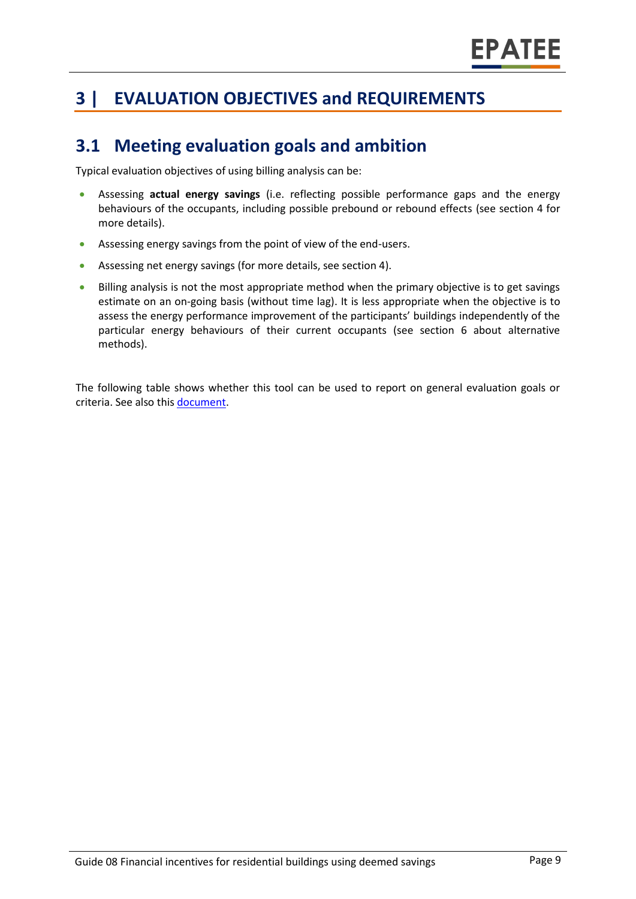# 3 | EVALUATION OBJECTIVES and REQUIREMENTS

## 3.1 Meeting evaluation goals and ambition

Typical evaluation objectives of using billing analysis can be:

- Assessing **actual energy savings** (i.e. reflecting possible performance gaps and the energy behaviours of the occupants, including possible prebound or rebound effects (see section 4 for more details).
- Assessing energy savings from the point of view of the end-users.
- Assessing net energy savings (for more details, see section 4).
- Billing analysis is not the most appropriate method when the primary objective is to get savings estimate on an on-going basis (without time lag). It is less appropriate when the objective is to assess the energy performance improvement of the participants' buildings independently of the particular energy behaviours of their current occupants (see section 6 about alternative methods).

The following table shows whether this tool can be used to report on general evaluation goals or criteria. See also this [document](document).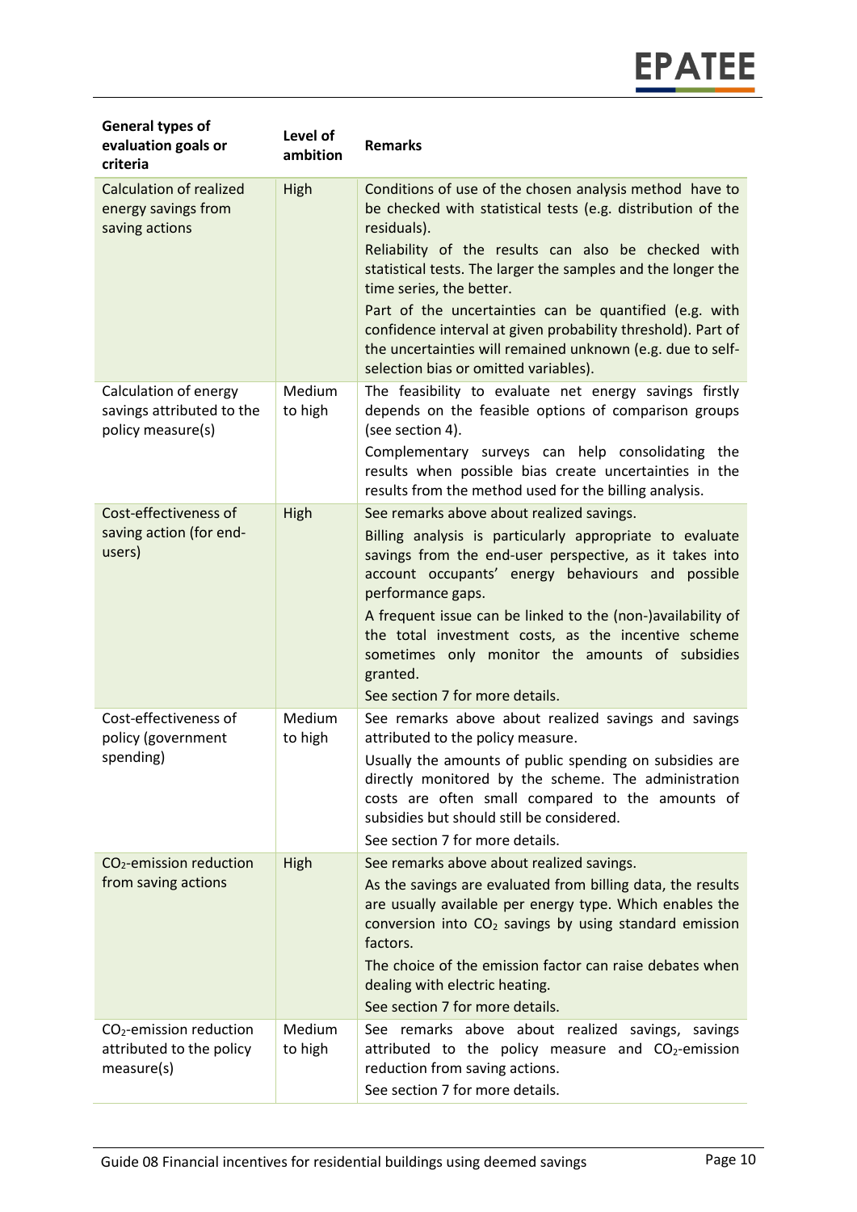| General types of evaluation goals or criteria | Level of ambition | Remarks |
|---|---|---|
| Calculation of realized energy savings from saving actions | High | Conditions of use of the chosen analysis method have to be checked with statistical tests (e.g. distribution of the residuals).<br>Reliability of the results can also be checked with statistical tests. The larger the samples and the longer the time series, the better.<br>Part of the uncertainties can be quantified (e.g. with confidence interval at given probability threshold). Part of the uncertainties will remained unknown (e.g. due to self-selection bias or omitted variables). |
| Calculation of energy savings attributed to the policy measure(s) | Medium to high | The feasibility to evaluate net energy savings firstly depends on the feasible options of comparison groups (see section 4).<br>Complementary surveys can help consolidating the results when possible bias create uncertainties in the results from the method used for the billing analysis. |
| Cost-effectiveness of saving action (for end-users) | High | See remarks above about realized savings.<br>Billing analysis is particularly appropriate to evaluate savings from the end-user perspective, as it takes into account occupants' energy behaviours and possible performance gaps.<br>A frequent issue can be linked to the (non-)availability of the total investment costs, as the incentive scheme sometimes only monitor the amounts of subsidies granted.<br>See section 7 for more details. |
| Cost-effectiveness of policy (government spending) | Medium to high | See remarks above about realized savings and savings attributed to the policy measure.<br>Usually the amounts of public spending on subsidies are directly monitored by the scheme. The administration costs are often small compared to the amounts of subsidies but should still be considered.<br>See section 7 for more details. |
| $CO_2$-emission reduction from saving actions | High | See remarks above about realized savings.<br>As the savings are evaluated from billing data, the results are usually available per energy type. Which enables the conversion into $CO_2$ savings by using standard emission factors.<br>The choice of the emission factor can raise debates when dealing with electric heating.<br>See section 7 for more details. |
| $CO_2$-emission reduction attributed to the policy measure(s) | Medium to high | See remarks above about realized savings, savings attributed to the policy measure and $CO_2$-emission reduction from saving actions.<br>See section 7 for more details. |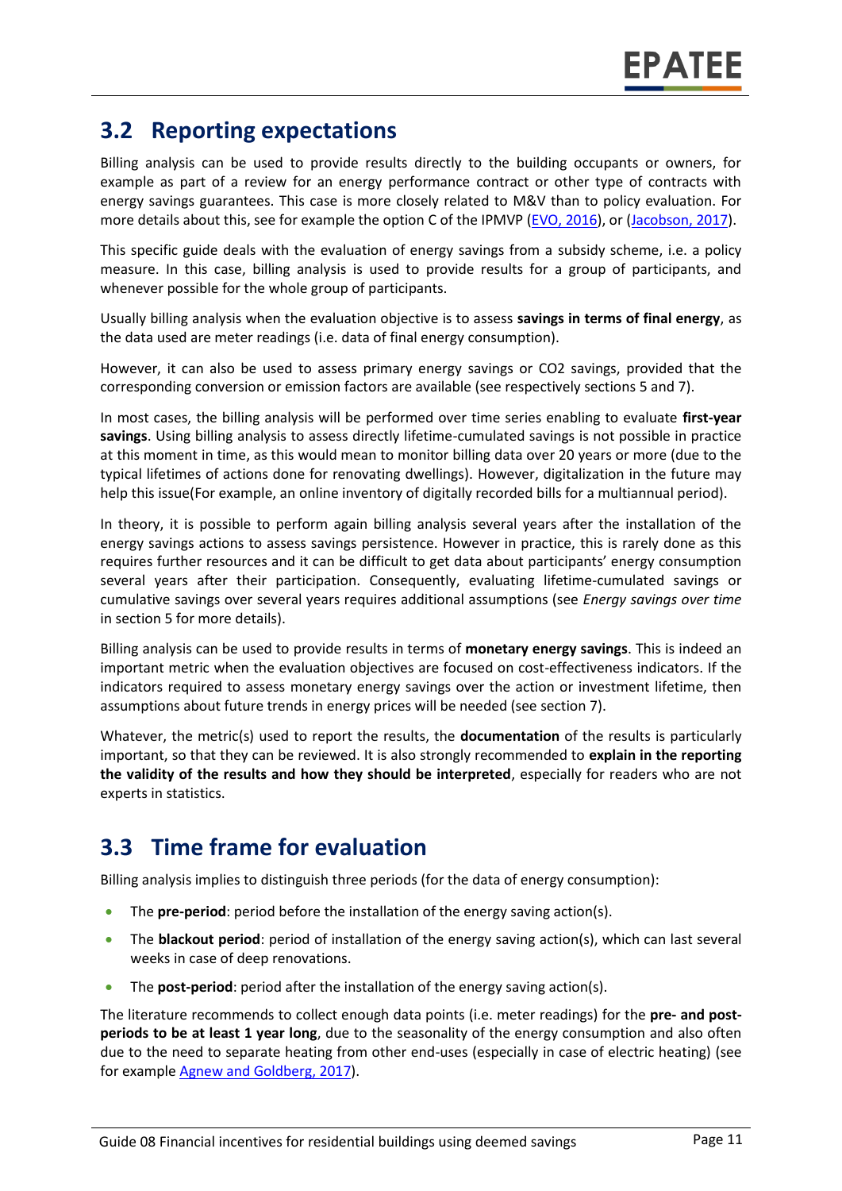## 3.2 Reporting expectations

Billing analysis can be used to provide results directly to the building occupants or owners, for example as part of a review for an energy performance contract or other type of contracts with energy savings guarantees. This case is more closely related to M&V than to policy evaluation. For more details about this, see for example the option C of the IPMVP (EVO, 2016), or (Jacobson, 2017).

This specific guide deals with the evaluation of energy savings from a subsidy scheme, i.e. a policy measure. In this case, billing analysis is used to provide results for a group of participants, and whenever possible for the whole group of participants.

Usually billing analysis when the evaluation objective is to assess **savings in terms of final energy**, as the data used are meter readings (i.e. data of final energy consumption).

However, it can also be used to assess primary energy savings or CO2 savings, provided that the corresponding conversion or emission factors are available (see respectively sections 5 and 7).

In most cases, the billing analysis will be performed over time series enabling to evaluate **first-year savings**. Using billing analysis to assess directly lifetime-cumulated savings is not possible in practice at this moment in time, as this would mean to monitor billing data over 20 years or more (due to the typical lifetimes of actions done for renovating dwellings). However, digitalization in the future may help this issue(For example, an online inventory of digitally recorded bills for a multiannual period).

In theory, it is possible to perform again billing analysis several years after the installation of the energy savings actions to assess savings persistence. However in practice, this is rarely done as this requires further resources and it can be difficult to get data about participants' energy consumption several years after their participation. Consequently, evaluating lifetime-cumulated savings or cumulative savings over several years requires additional assumptions (see *Energy savings over time* in section 5 for more details).

Billing analysis can be used to provide results in terms of **monetary energy savings**. This is indeed an important metric when the evaluation objectives are focused on cost-effectiveness indicators. If the indicators required to assess monetary energy savings over the action or investment lifetime, then assumptions about future trends in energy prices will be needed (see section 7).

Whatever, the metric(s) used to report the results, the **documentation** of the results is particularly important, so that they can be reviewed. It is also strongly recommended to **explain in the reporting the validity of the results and how they should be interpreted**, especially for readers who are not experts in statistics.

## 3.3 Time frame for evaluation

Billing analysis implies to distinguish three periods (for the data of energy consumption):

- The **pre-period**: period before the installation of the energy saving action(s).
- The **blackout period**: period of installation of the energy saving action(s), which can last several weeks in case of deep renovations.
- The **post-period**: period after the installation of the energy saving action(s).

The literature recommends to collect enough data points (i.e. meter readings) for the **pre- and post-periods to be at least 1 year long**, due to the seasonality of the energy consumption and also often due to the need to separate heating from other end-uses (especially in case of electric heating) (see for example Agnew and Goldberg, 2017).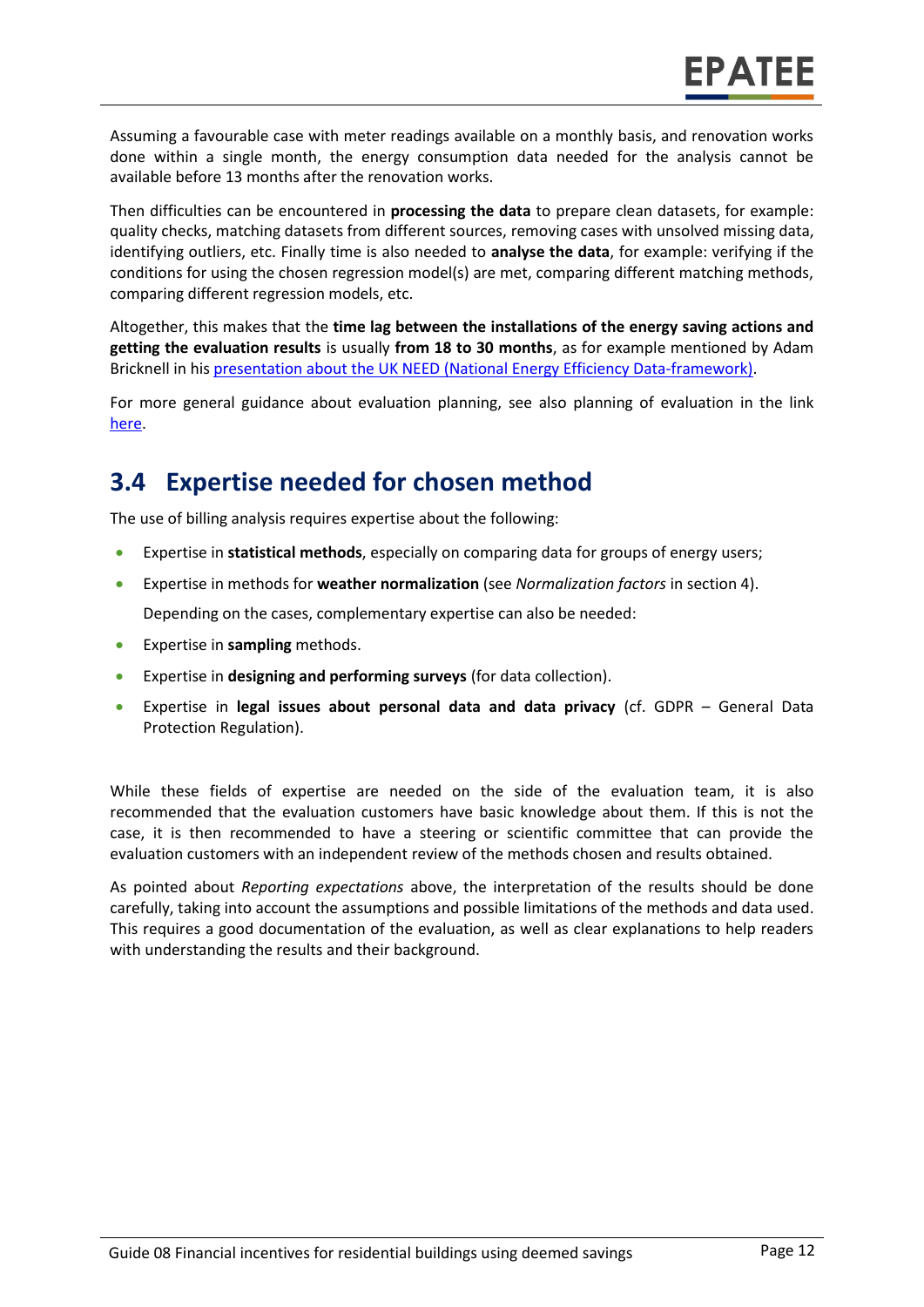Assuming a favourable case with meter readings available on a monthly basis, and renovation works done within a single month, the energy consumption data needed for the analysis cannot be available before 13 months after the renovation works.

Then difficulties can be encountered in **processing the data** to prepare clean datasets, for example: quality checks, matching datasets from different sources, removing cases with unsolved missing data, identifying outliers, etc. Finally time is also needed to **analyse the data**, for example: verifying if the conditions for using the chosen regression model(s) are met, comparing different matching methods, comparing different regression models, etc.

Altogether, this makes that the **time lag between the installations of the energy saving actions and getting the evaluation results** is usually **from 18 to 30 months**, as for example mentioned by Adam Bricknell in his presentation about the UK NEED (National Energy Efficiency Data-framework).

For more general guidance about evaluation planning, see also planning of evaluation in the link here.

## 3.4 Expertise needed for chosen method

The use of billing analysis requires expertise about the following:

- Expertise in **statistical methods**, especially on comparing data for groups of energy users;
- Expertise in methods for **weather normalization** (see *Normalization factors* in section 4).

  Depending on the cases, complementary expertise can also be needed:

- Expertise in **sampling** methods.
- Expertise in **designing and performing surveys** (for data collection).
- Expertise in **legal issues about personal data and data privacy** (cf. GDPR – General Data Protection Regulation).

While these fields of expertise are needed on the side of the evaluation team, it is also recommended that the evaluation customers have basic knowledge about them. If this is not the case, it is then recommended to have a steering or scientific committee that can provide the evaluation customers with an independent review of the methods chosen and results obtained.

As pointed about *Reporting expectations* above, the interpretation of the results should be done carefully, taking into account the assumptions and possible limitations of the methods and data used. This requires a good documentation of the evaluation, as well as clear explanations to help readers with understanding the results and their background.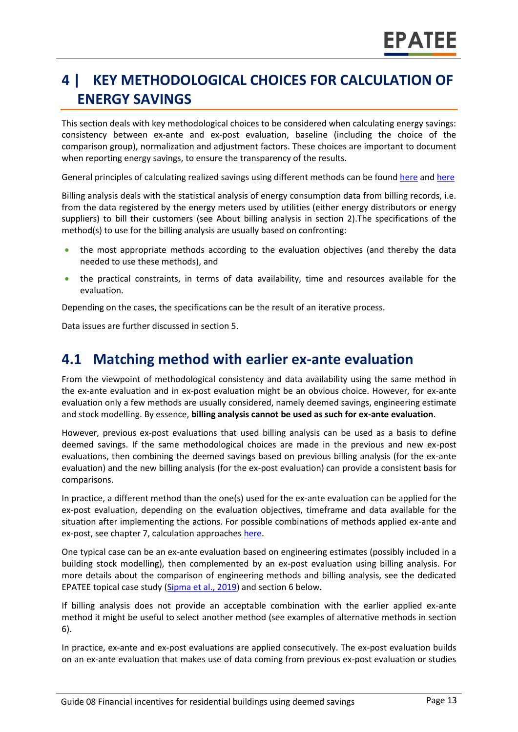# 4 | KEY METHODOLOGICAL CHOICES FOR CALCULATION OF ENERGY SAVINGS

This section deals with key methodological choices to be considered when calculating energy savings: consistency between ex-ante and ex-post evaluation, baseline (including the choice of the comparison group), normalization and adjustment factors. These choices are important to document when reporting energy savings, to ensure the transparency of the results.

General principles of calculating realized savings using different methods can be found here and here

Billing analysis deals with the statistical analysis of energy consumption data from billing records, i.e. from the data registered by the energy meters used by utilities (either energy distributors or energy suppliers) to bill their customers (see About billing analysis in section 2).The specifications of the method(s) to use for the billing analysis are usually based on confronting:

- the most appropriate methods according to the evaluation objectives (and thereby the data needed to use these methods), and
- the practical constraints, in terms of data availability, time and resources available for the evaluation.

Depending on the cases, the specifications can be the result of an iterative process.

Data issues are further discussed in section 5.

## 4.1 Matching method with earlier ex-ante evaluation

From the viewpoint of methodological consistency and data availability using the same method in the ex-ante evaluation and in ex-post evaluation might be an obvious choice. However, for ex-ante evaluation only a few methods are usually considered, namely deemed savings, engineering estimate and stock modelling. By essence, **billing analysis cannot be used as such for ex-ante evaluation**.

However, previous ex-post evaluations that used billing analysis can be used as a basis to define deemed savings. If the same methodological choices are made in the previous and new ex-post evaluations, then combining the deemed savings based on previous billing analysis (for the ex-ante evaluation) and the new billing analysis (for the ex-post evaluation) can provide a consistent basis for comparisons.

In practice, a different method than the one(s) used for the ex-ante evaluation can be applied for the ex-post evaluation, depending on the evaluation objectives, timeframe and data available for the situation after implementing the actions. For possible combinations of methods applied ex-ante and ex-post, see chapter 7, calculation approaches here.

One typical case can be an ex-ante evaluation based on engineering estimates (possibly included in a building stock modelling), then complemented by an ex-post evaluation using billing analysis. For more details about the comparison of engineering methods and billing analysis, see the dedicated EPATEE topical case study (Sipma et al., 2019) and section 6 below.

If billing analysis does not provide an acceptable combination with the earlier applied ex-ante method it might be useful to select another method (see examples of alternative methods in section 6).

In practice, ex-ante and ex-post evaluations are applied consecutively. The ex-post evaluation builds on an ex-ante evaluation that makes use of data coming from previous ex-post evaluation or studies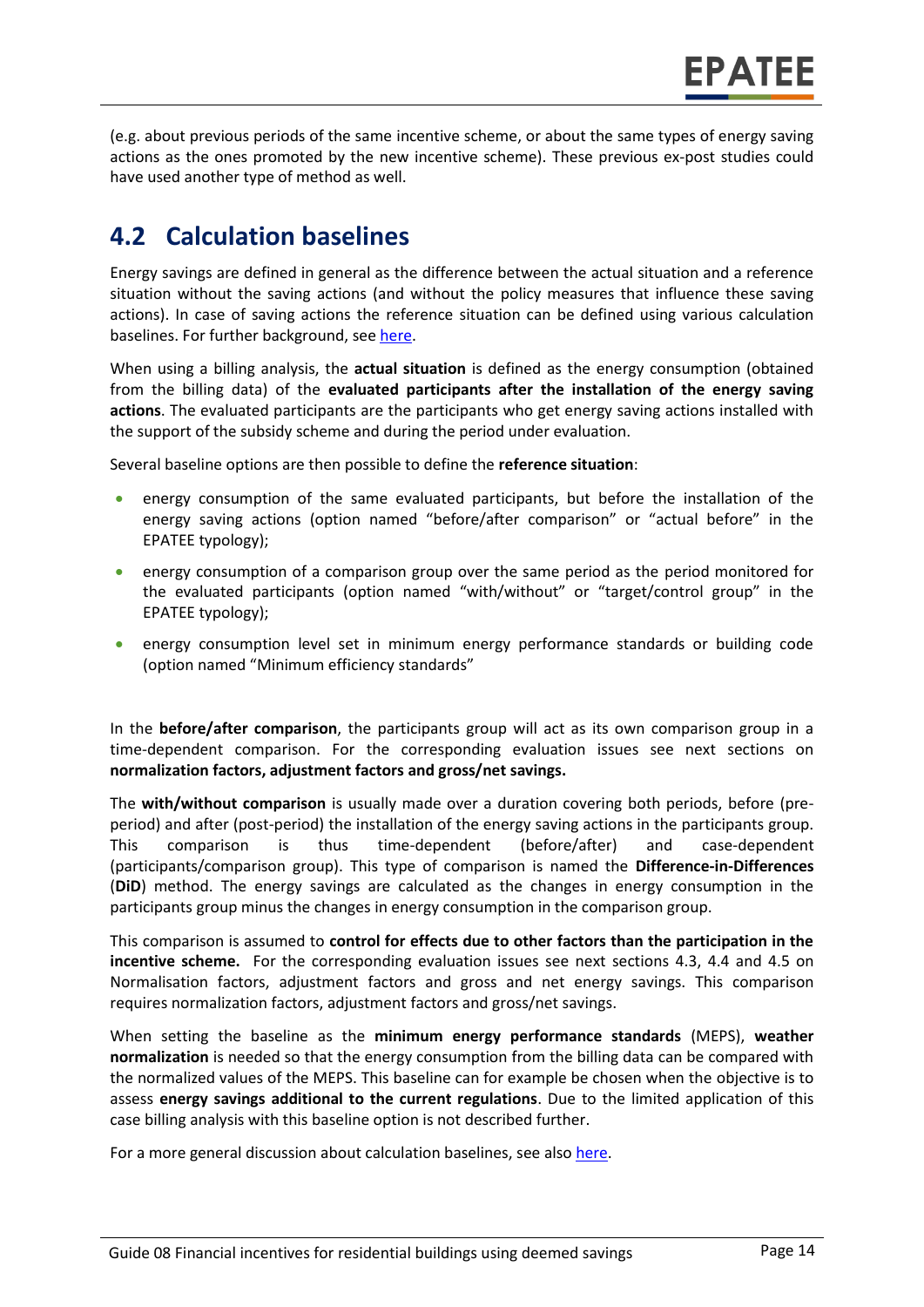(e.g. about previous periods of the same incentive scheme, or about the same types of energy saving actions as the ones promoted by the new incentive scheme). These previous ex-post studies could have used another type of method as well.

## 4.2 Calculation baselines

Energy savings are defined in general as the difference between the actual situation and a reference situation without the saving actions (and without the policy measures that influence these saving actions). In case of saving actions the reference situation can be defined using various calculation baselines. For further background, see here.

When using a billing analysis, the **actual situation** is defined as the energy consumption (obtained from the billing data) of the **evaluated participants after the installation of the energy saving actions**. The evaluated participants are the participants who get energy saving actions installed with the support of the subsidy scheme and during the period under evaluation.

Several baseline options are then possible to define the **reference situation**:

- energy consumption of the same evaluated participants, but before the installation of the energy saving actions (option named "before/after comparison" or "actual before" in the EPATEE typology);
- energy consumption of a comparison group over the same period as the period monitored for the evaluated participants (option named "with/without" or "target/control group" in the EPATEE typology);
- energy consumption level set in minimum energy performance standards or building code (option named "Minimum efficiency standards"

In the **before/after comparison**, the participants group will act as its own comparison group in a time-dependent comparison. For the corresponding evaluation issues see next sections on **normalization factors, adjustment factors and gross/net savings.**

The **with/without comparison** is usually made over a duration covering both periods, before (pre-period) and after (post-period) the installation of the energy saving actions in the participants group. This comparison is thus time-dependent (before/after) and case-dependent (participants/comparison group). This type of comparison is named the **Difference-in-Differences** (**DiD**) method. The energy savings are calculated as the changes in energy consumption in the participants group minus the changes in energy consumption in the comparison group.

This comparison is assumed to **control for effects due to other factors than the participation in the incentive scheme.** For the corresponding evaluation issues see next sections 4.3, 4.4 and 4.5 on Normalisation factors, adjustment factors and gross and net energy savings. This comparison requires normalization factors, adjustment factors and gross/net savings.

When setting the baseline as the **minimum energy performance standards** (MEPS), **weather normalization** is needed so that the energy consumption from the billing data can be compared with the normalized values of the MEPS. This baseline can for example be chosen when the objective is to assess **energy savings additional to the current regulations**. Due to the limited application of this case billing analysis with this baseline option is not described further.

For a more general discussion about calculation baselines, see also here.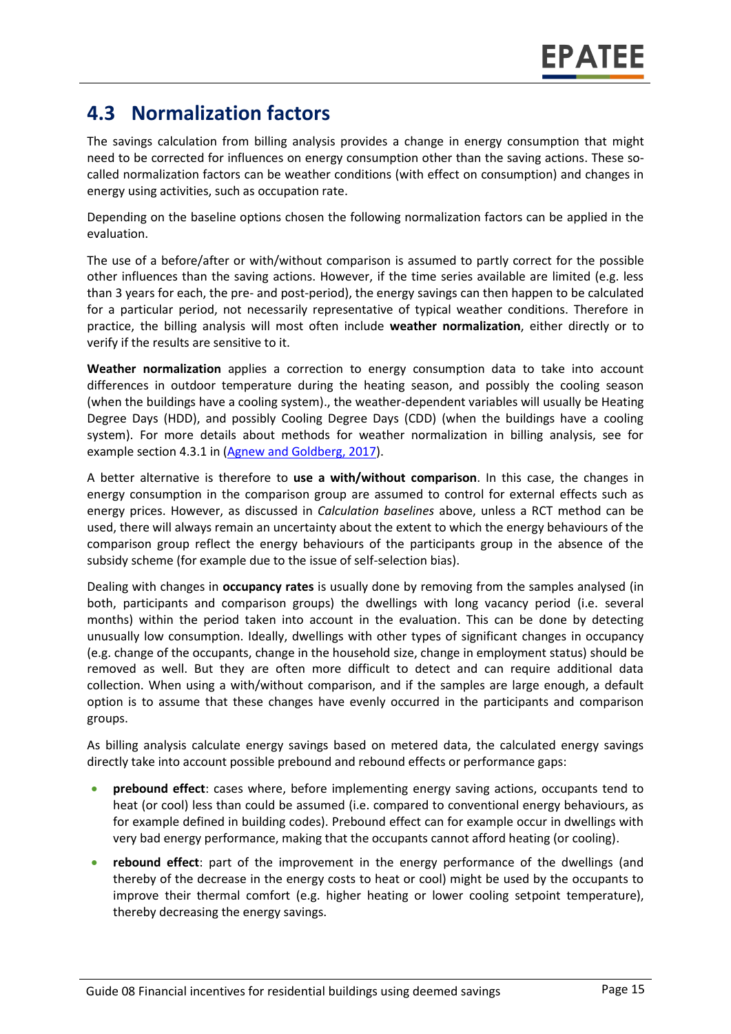## 4.3 Normalization factors

The savings calculation from billing analysis provides a change in energy consumption that might need to be corrected for influences on energy consumption other than the saving actions. These so-called normalization factors can be weather conditions (with effect on consumption) and changes in energy using activities, such as occupation rate.

Depending on the baseline options chosen the following normalization factors can be applied in the evaluation.

The use of a before/after or with/without comparison is assumed to partly correct for the possible other influences than the saving actions. However, if the time series available are limited (e.g. less than 3 years for each, the pre- and post-period), the energy savings can then happen to be calculated for a particular period, not necessarily representative of typical weather conditions. Therefore in practice, the billing analysis will most often include **weather normalization**, either directly or to verify if the results are sensitive to it.

**Weather normalization** applies a correction to energy consumption data to take into account differences in outdoor temperature during the heating season, and possibly the cooling season (when the buildings have a cooling system)., the weather-dependent variables will usually be Heating Degree Days (HDD), and possibly Cooling Degree Days (CDD) (when the buildings have a cooling system). For more details about methods for weather normalization in billing analysis, see for example section 4.3.1 in (Agnew and Goldberg, 2017).

A better alternative is therefore to **use a with/without comparison**. In this case, the changes in energy consumption in the comparison group are assumed to control for external effects such as energy prices. However, as discussed in *Calculation baselines* above, unless a RCT method can be used, there will always remain an uncertainty about the extent to which the energy behaviours of the comparison group reflect the energy behaviours of the participants group in the absence of the subsidy scheme (for example due to the issue of self-selection bias).

Dealing with changes in **occupancy rates** is usually done by removing from the samples analysed (in both, participants and comparison groups) the dwellings with long vacancy period (i.e. several months) within the period taken into account in the evaluation. This can be done by detecting unusually low consumption. Ideally, dwellings with other types of significant changes in occupancy (e.g. change of the occupants, change in the household size, change in employment status) should be removed as well. But they are often more difficult to detect and can require additional data collection. When using a with/without comparison, and if the samples are large enough, a default option is to assume that these changes have evenly occurred in the participants and comparison groups.

As billing analysis calculate energy savings based on metered data, the calculated energy savings directly take into account possible prebound and rebound effects or performance gaps:

- **prebound effect**: cases where, before implementing energy saving actions, occupants tend to heat (or cool) less than could be assumed (i.e. compared to conventional energy behaviours, as for example defined in building codes). Prebound effect can for example occur in dwellings with very bad energy performance, making that the occupants cannot afford heating (or cooling).
- **rebound effect**: part of the improvement in the energy performance of the dwellings (and thereby of the decrease in the energy costs to heat or cool) might be used by the occupants to improve their thermal comfort (e.g. higher heating or lower cooling setpoint temperature), thereby decreasing the energy savings.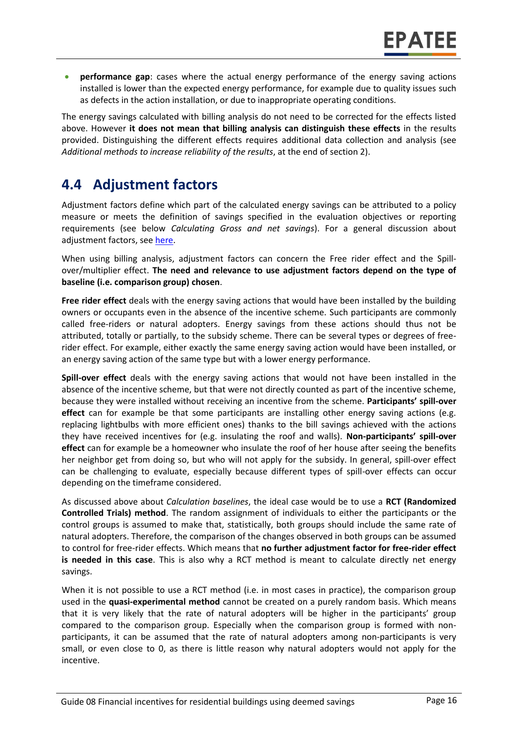- **performance gap**: cases where the actual energy performance of the energy saving actions installed is lower than the expected energy performance, for example due to quality issues such as defects in the action installation, or due to inappropriate operating conditions.

The energy savings calculated with billing analysis do not need to be corrected for the effects listed above. However **it does not mean that billing analysis can distinguish these effects** in the results provided. Distinguishing the different effects requires additional data collection and analysis (see *Additional methods to increase reliability of the results*, at the end of section 2).

## 4.4 Adjustment factors

Adjustment factors define which part of the calculated energy savings can be attributed to a policy measure or meets the definition of savings specified in the evaluation objectives or reporting requirements (see below *Calculating Gross and net savings*). For a general discussion about adjustment factors, see here.

When using billing analysis, adjustment factors can concern the Free rider effect and the Spill-over/multiplier effect. **The need and relevance to use adjustment factors depend on the type of baseline (i.e. comparison group) chosen**.

**Free rider effect** deals with the energy saving actions that would have been installed by the building owners or occupants even in the absence of the incentive scheme. Such participants are commonly called free-riders or natural adopters. Energy savings from these actions should thus not be attributed, totally or partially, to the subsidy scheme. There can be several types or degrees of free-rider effect. For example, either exactly the same energy saving action would have been installed, or an energy saving action of the same type but with a lower energy performance.

**Spill-over effect** deals with the energy saving actions that would not have been installed in the absence of the incentive scheme, but that were not directly counted as part of the incentive scheme, because they were installed without receiving an incentive from the scheme. **Participants' spill-over effect** can for example be that some participants are installing other energy saving actions (e.g. replacing lightbulbs with more efficient ones) thanks to the bill savings achieved with the actions they have received incentives for (e.g. insulating the roof and walls). **Non-participants' spill-over effect** can for example be a homeowner who insulate the roof of her house after seeing the benefits her neighbor get from doing so, but who will not apply for the subsidy. In general, spill-over effect can be challenging to evaluate, especially because different types of spill-over effects can occur depending on the timeframe considered.

As discussed above about *Calculation baselines*, the ideal case would be to use a **RCT (Randomized Controlled Trials) method**. The random assignment of individuals to either the participants or the control groups is assumed to make that, statistically, both groups should include the same rate of natural adopters. Therefore, the comparison of the changes observed in both groups can be assumed to control for free-rider effects. Which means that **no further adjustment factor for free-rider effect is needed in this case**. This is also why a RCT method is meant to calculate directly net energy savings.

When it is not possible to use a RCT method (i.e. in most cases in practice), the comparison group used in the **quasi-experimental method** cannot be created on a purely random basis. Which means that it is very likely that the rate of natural adopters will be higher in the participants' group compared to the comparison group. Especially when the comparison group is formed with non-participants, it can be assumed that the rate of natural adopters among non-participants is very small, or even close to 0, as there is little reason why natural adopters would not apply for the incentive.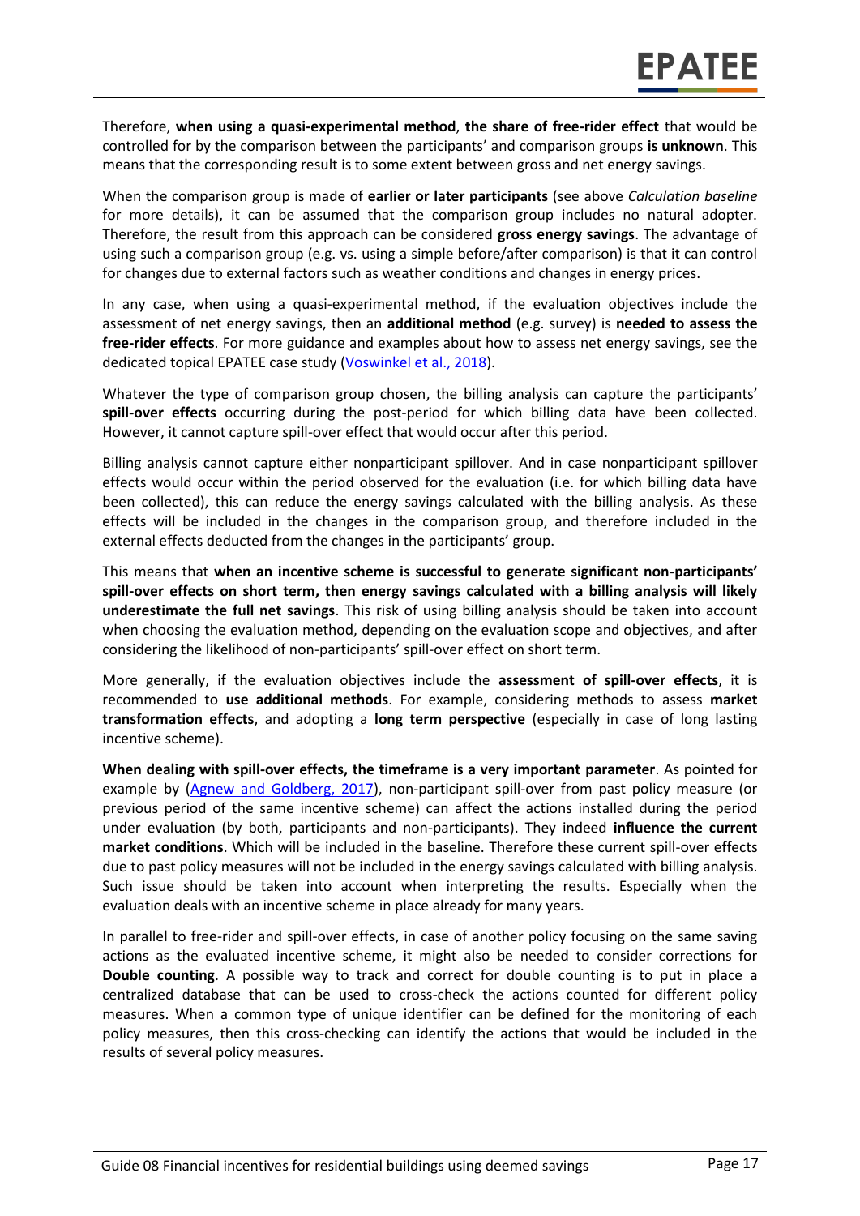Therefore, **when using a quasi-experimental method**, **the share of free-rider effect** that would be controlled for by the comparison between the participants' and comparison groups **is unknown**. This means that the corresponding result is to some extent between gross and net energy savings.

When the comparison group is made of **earlier or later participants** (see above *Calculation baseline* for more details), it can be assumed that the comparison group includes no natural adopter. Therefore, the result from this approach can be considered **gross energy savings**. The advantage of using such a comparison group (e.g. vs. using a simple before/after comparison) is that it can control for changes due to external factors such as weather conditions and changes in energy prices.

In any case, when using a quasi-experimental method, if the evaluation objectives include the assessment of net energy savings, then an **additional method** (e.g. survey) is **needed to assess the free-rider effects**. For more guidance and examples about how to assess net energy savings, see the dedicated topical EPATEE case study (Voswinkel et al., 2018).

Whatever the type of comparison group chosen, the billing analysis can capture the participants' **spill-over effects** occurring during the post-period for which billing data have been collected. However, it cannot capture spill-over effect that would occur after this period.

Billing analysis cannot capture either nonparticipant spillover. And in case nonparticipant spillover effects would occur within the period observed for the evaluation (i.e. for which billing data have been collected), this can reduce the energy savings calculated with the billing analysis. As these effects will be included in the changes in the comparison group, and therefore included in the external effects deducted from the changes in the participants' group.

This means that **when an incentive scheme is successful to generate significant non-participants' spill-over effects on short term, then energy savings calculated with a billing analysis will likely underestimate the full net savings**. This risk of using billing analysis should be taken into account when choosing the evaluation method, depending on the evaluation scope and objectives, and after considering the likelihood of non-participants' spill-over effect on short term.

More generally, if the evaluation objectives include the **assessment of spill-over effects**, it is recommended to **use additional methods**. For example, considering methods to assess **market transformation effects**, and adopting a **long term perspective** (especially in case of long lasting incentive scheme).

**When dealing with spill-over effects, the timeframe is a very important parameter**. As pointed for example by (Agnew and Goldberg, 2017), non-participant spill-over from past policy measure (or previous period of the same incentive scheme) can affect the actions installed during the period under evaluation (by both, participants and non-participants). They indeed **influence the current market conditions**. Which will be included in the baseline. Therefore these current spill-over effects due to past policy measures will not be included in the energy savings calculated with billing analysis. Such issue should be taken into account when interpreting the results. Especially when the evaluation deals with an incentive scheme in place already for many years.

In parallel to free-rider and spill-over effects, in case of another policy focusing on the same saving actions as the evaluated incentive scheme, it might also be needed to consider corrections for **Double counting**. A possible way to track and correct for double counting is to put in place a centralized database that can be used to cross-check the actions counted for different policy measures. When a common type of unique identifier can be defined for the monitoring of each policy measures, then this cross-checking can identify the actions that would be included in the results of several policy measures.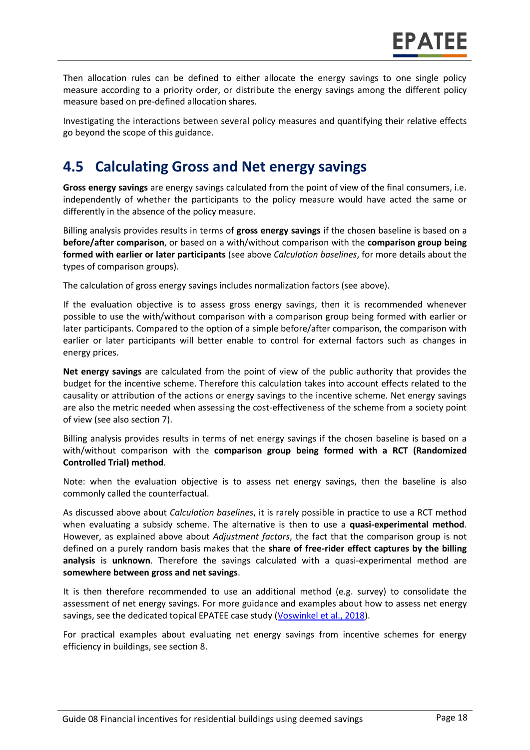Then allocation rules can be defined to either allocate the energy savings to one single policy measure according to a priority order, or distribute the energy savings among the different policy measure based on pre-defined allocation shares.

Investigating the interactions between several policy measures and quantifying their relative effects go beyond the scope of this guidance.

## 4.5 Calculating Gross and Net energy savings

**Gross energy savings** are energy savings calculated from the point of view of the final consumers, i.e. independently of whether the participants to the policy measure would have acted the same or differently in the absence of the policy measure.

Billing analysis provides results in terms of **gross energy savings** if the chosen baseline is based on a **before/after comparison**, or based on a with/without comparison with the **comparison group being formed with earlier or later participants** (see above *Calculation baselines*, for more details about the types of comparison groups).

The calculation of gross energy savings includes normalization factors (see above).

If the evaluation objective is to assess gross energy savings, then it is recommended whenever possible to use the with/without comparison with a comparison group being formed with earlier or later participants. Compared to the option of a simple before/after comparison, the comparison with earlier or later participants will better enable to control for external factors such as changes in energy prices.

**Net energy savings** are calculated from the point of view of the public authority that provides the budget for the incentive scheme. Therefore this calculation takes into account effects related to the causality or attribution of the actions or energy savings to the incentive scheme. Net energy savings are also the metric needed when assessing the cost-effectiveness of the scheme from a society point of view (see also section 7).

Billing analysis provides results in terms of net energy savings if the chosen baseline is based on a with/without comparison with the **comparison group being formed with a RCT (Randomized Controlled Trial) method**.

Note: when the evaluation objective is to assess net energy savings, then the baseline is also commonly called the counterfactual.

As discussed above about *Calculation baselines*, it is rarely possible in practice to use a RCT method when evaluating a subsidy scheme. The alternative is then to use a **quasi-experimental method**. However, as explained above about *Adjustment factors*, the fact that the comparison group is not defined on a purely random basis makes that the **share of free-rider effect captures by the billing analysis** is **unknown**. Therefore the savings calculated with a quasi-experimental method are **somewhere between gross and net savings**.

It is then therefore recommended to use an additional method (e.g. survey) to consolidate the assessment of net energy savings. For more guidance and examples about how to assess net energy savings, see the dedicated topical EPATEE case study (Voswinkel et al., 2018).

For practical examples about evaluating net energy savings from incentive schemes for energy efficiency in buildings, see section 8.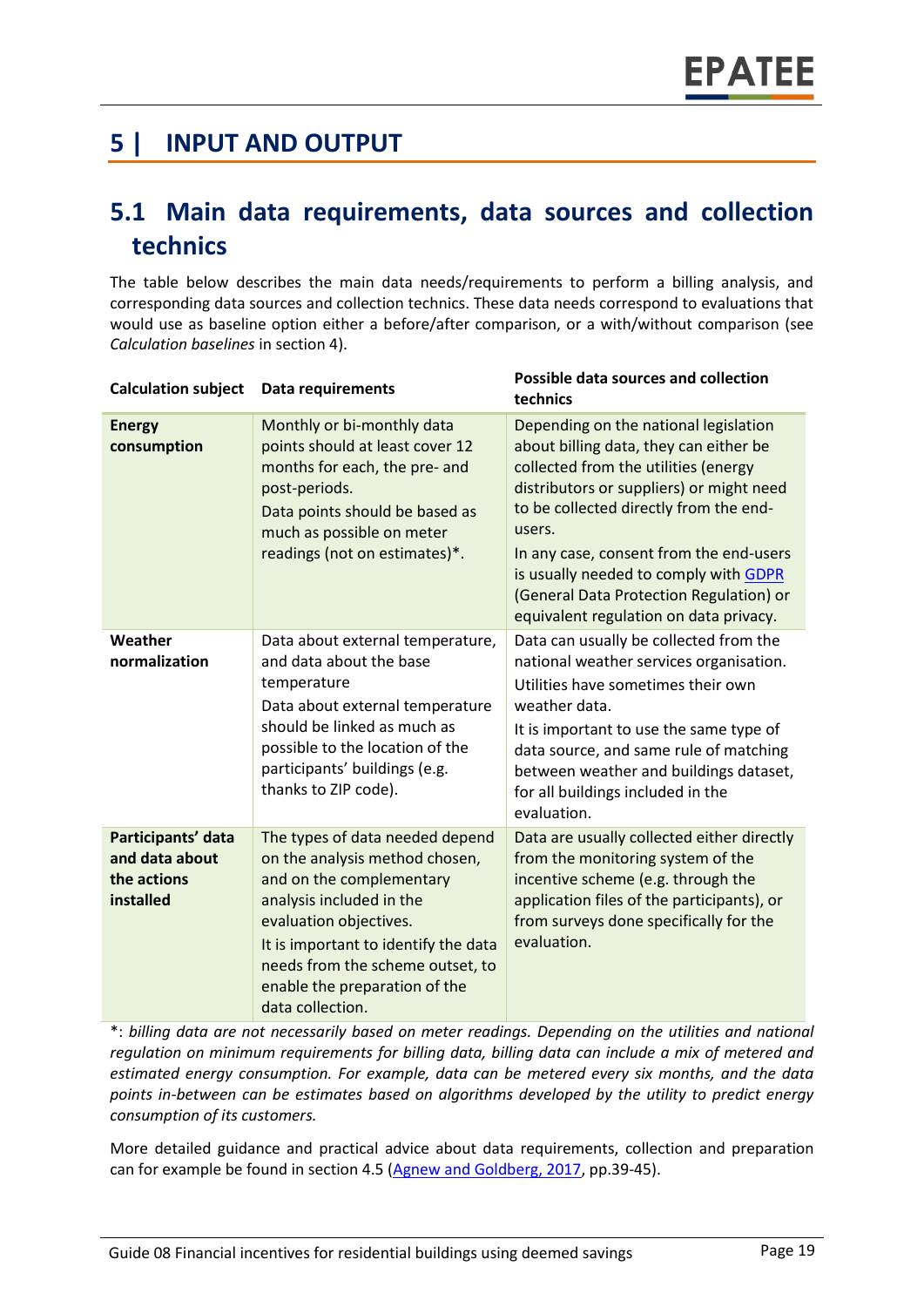# 5 | INPUT AND OUTPUT

## 5.1 Main data requirements, data sources and collection technics

The table below describes the main data needs/requirements to perform a billing analysis, and corresponding data sources and collection technics. These data needs correspond to evaluations that would use as baseline option either a before/after comparison, or a with/without comparison (see *Calculation baselines* in section 4).

| Calculation subject | Data requirements | Possible data sources and collection technics |
|---|---|---|
| **Energy consumption** | Monthly or bi-monthly data points should at least cover 12 months for each, the pre- and post-periods.<br>Data points should be based as much as possible on meter readings (not on estimates)*. | Depending on the national legislation about billing data, they can either be collected from the utilities (energy distributors or suppliers) or might need to be collected directly from the end-users.<br>In any case, consent from the end-users is usually needed to comply with GDPR (General Data Protection Regulation) or equivalent regulation on data privacy. |
| **Weather normalization** | Data about external temperature, and data about the base temperature<br>Data about external temperature should be linked as much as possible to the location of the participants' buildings (e.g. thanks to ZIP code). | Data can usually be collected from the national weather services organisation.<br>Utilities have sometimes their own weather data.<br>It is important to use the same type of data source, and same rule of matching between weather and buildings dataset, for all buildings included in the evaluation. |
| **Participants' data and data about the actions installed** | The types of data needed depend on the analysis method chosen, and on the complementary analysis included in the evaluation objectives.<br>It is important to identify the data needs from the scheme outset, to enable the preparation of the data collection. | Data are usually collected either directly from the monitoring system of the incentive scheme (e.g. through the application files of the participants), or from surveys done specifically for the evaluation. |

*: *billing data are not necessarily based on meter readings. Depending on the utilities and national regulation on minimum requirements for billing data, billing data can include a mix of metered and estimated energy consumption. For example, data can be metered every six months, and the data points in-between can be estimates based on algorithms developed by the utility to predict energy consumption of its customers.*

More detailed guidance and practical advice about data requirements, collection and preparation can for example be found in section 4.5 (Agnew and Goldberg, 2017, pp.39-45).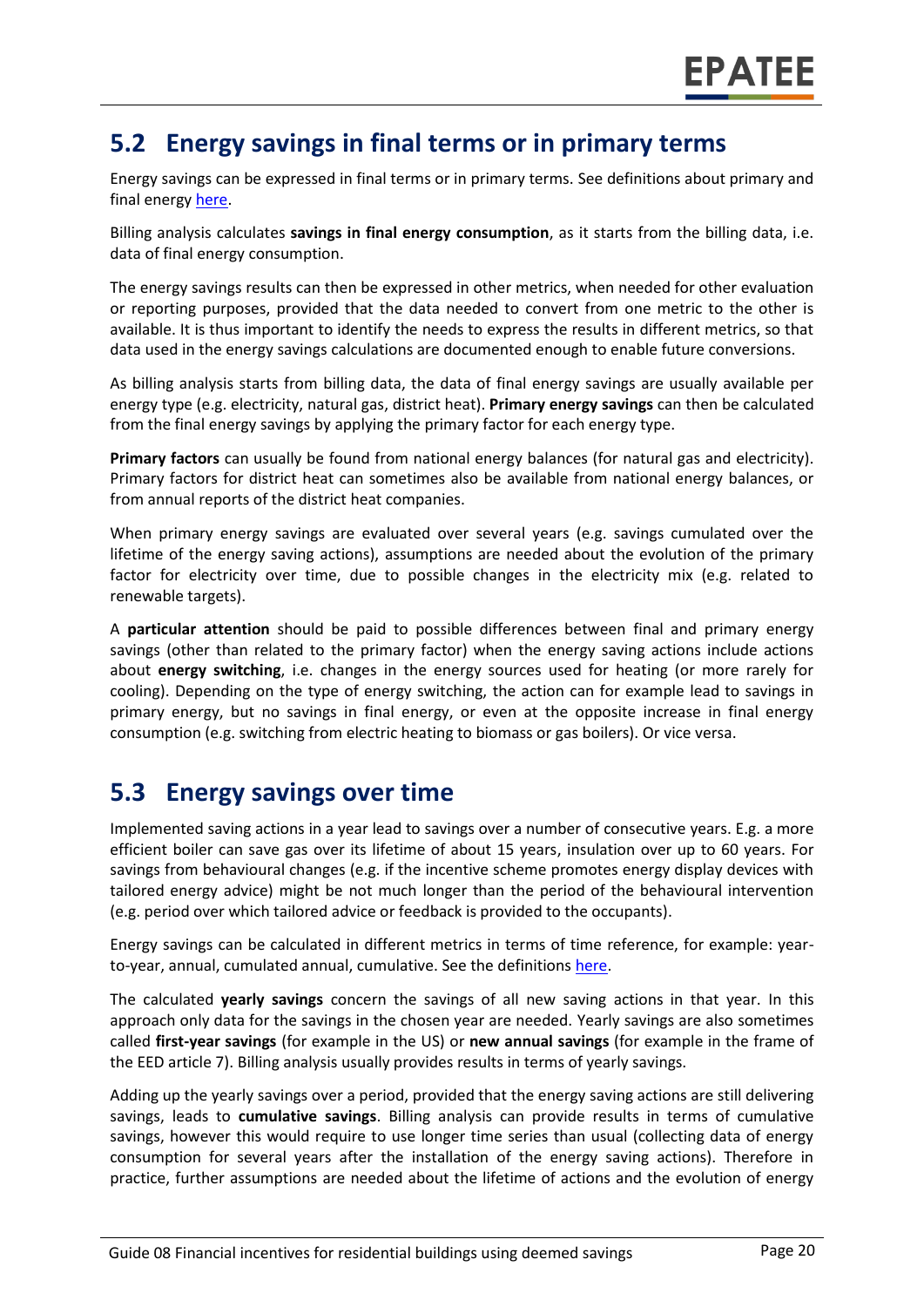## 5.2 Energy savings in final terms or in primary terms

Energy savings can be expressed in final terms or in primary terms. See definitions about primary and final energy [here](#).

Billing analysis calculates **savings in final energy consumption**, as it starts from the billing data, i.e. data of final energy consumption.

The energy savings results can then be expressed in other metrics, when needed for other evaluation or reporting purposes, provided that the data needed to convert from one metric to the other is available. It is thus important to identify the needs to express the results in different metrics, so that data used in the energy savings calculations are documented enough to enable future conversions.

As billing analysis starts from billing data, the data of final energy savings are usually available per energy type (e.g. electricity, natural gas, district heat). **Primary energy savings** can then be calculated from the final energy savings by applying the primary factor for each energy type.

**Primary factors** can usually be found from national energy balances (for natural gas and electricity). Primary factors for district heat can sometimes also be available from national energy balances, or from annual reports of the district heat companies.

When primary energy savings are evaluated over several years (e.g. savings cumulated over the lifetime of the energy saving actions), assumptions are needed about the evolution of the primary factor for electricity over time, due to possible changes in the electricity mix (e.g. related to renewable targets).

A **particular attention** should be paid to possible differences between final and primary energy savings (other than related to the primary factor) when the energy saving actions include actions about **energy switching**, i.e. changes in the energy sources used for heating (or more rarely for cooling). Depending on the type of energy switching, the action can for example lead to savings in primary energy, but no savings in final energy, or even at the opposite increase in final energy consumption (e.g. switching from electric heating to biomass or gas boilers). Or vice versa.

## 5.3 Energy savings over time

Implemented saving actions in a year lead to savings over a number of consecutive years. E.g. a more efficient boiler can save gas over its lifetime of about 15 years, insulation over up to 60 years. For savings from behavioural changes (e.g. if the incentive scheme promotes energy display devices with tailored energy advice) might be not much longer than the period of the behavioural intervention (e.g. period over which tailored advice or feedback is provided to the occupants).

Energy savings can be calculated in different metrics in terms of time reference, for example: year-to-year, annual, cumulated annual, cumulative. See the definitions [here](#).

The calculated **yearly savings** concern the savings of all new saving actions in that year. In this approach only data for the savings in the chosen year are needed. Yearly savings are also sometimes called **first-year savings** (for example in the US) or **new annual savings** (for example in the frame of the EED article 7). Billing analysis usually provides results in terms of yearly savings.

Adding up the yearly savings over a period, provided that the energy saving actions are still delivering savings, leads to **cumulative savings**. Billing analysis can provide results in terms of cumulative savings, however this would require to use longer time series than usual (collecting data of energy consumption for several years after the installation of the energy saving actions). Therefore in practice, further assumptions are needed about the lifetime of actions and the evolution of energy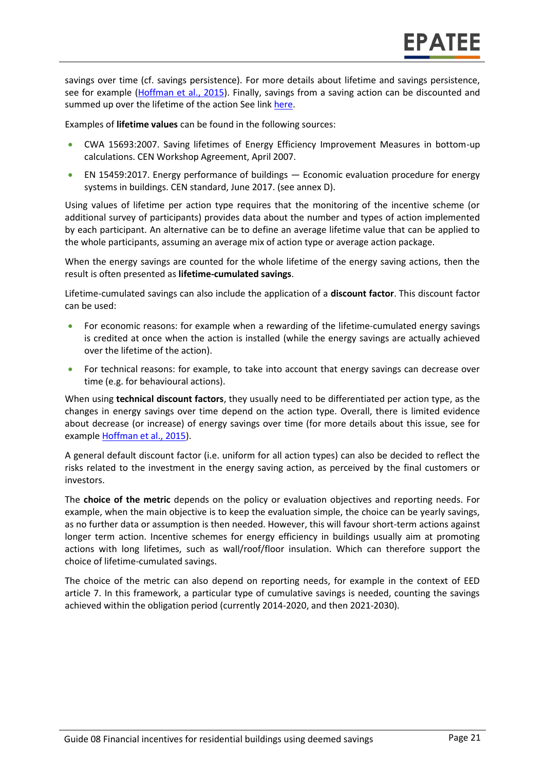savings over time (cf. savings persistence). For more details about lifetime and savings persistence, see for example (Hoffman et al., 2015). Finally, savings from a saving action can be discounted and summed up over the lifetime of the action See link here.

Examples of **lifetime values** can be found in the following sources:

- CWA 15693:2007. Saving lifetimes of Energy Efficiency Improvement Measures in bottom-up calculations. CEN Workshop Agreement, April 2007.
- EN 15459:2017. Energy performance of buildings — Economic evaluation procedure for energy systems in buildings. CEN standard, June 2017. (see annex D).

Using values of lifetime per action type requires that the monitoring of the incentive scheme (or additional survey of participants) provides data about the number and types of action implemented by each participant. An alternative can be to define an average lifetime value that can be applied to the whole participants, assuming an average mix of action type or average action package.

When the energy savings are counted for the whole lifetime of the energy saving actions, then the result is often presented as **lifetime-cumulated savings**.

Lifetime-cumulated savings can also include the application of a **discount factor**. This discount factor can be used:

- For economic reasons: for example when a rewarding of the lifetime-cumulated energy savings is credited at once when the action is installed (while the energy savings are actually achieved over the lifetime of the action).
- For technical reasons: for example, to take into account that energy savings can decrease over time (e.g. for behavioural actions).

When using **technical discount factors**, they usually need to be differentiated per action type, as the changes in energy savings over time depend on the action type. Overall, there is limited evidence about decrease (or increase) of energy savings over time (for more details about this issue, see for example Hoffman et al., 2015).

A general default discount factor (i.e. uniform for all action types) can also be decided to reflect the risks related to the investment in the energy saving action, as perceived by the final customers or investors.

The **choice of the metric** depends on the policy or evaluation objectives and reporting needs. For example, when the main objective is to keep the evaluation simple, the choice can be yearly savings, as no further data or assumption is then needed. However, this will favour short-term actions against longer term action. Incentive schemes for energy efficiency in buildings usually aim at promoting actions with long lifetimes, such as wall/roof/floor insulation. Which can therefore support the choice of lifetime-cumulated savings.

The choice of the metric can also depend on reporting needs, for example in the context of EED article 7. In this framework, a particular type of cumulative savings is needed, counting the savings achieved within the obligation period (currently 2014-2020, and then 2021-2030).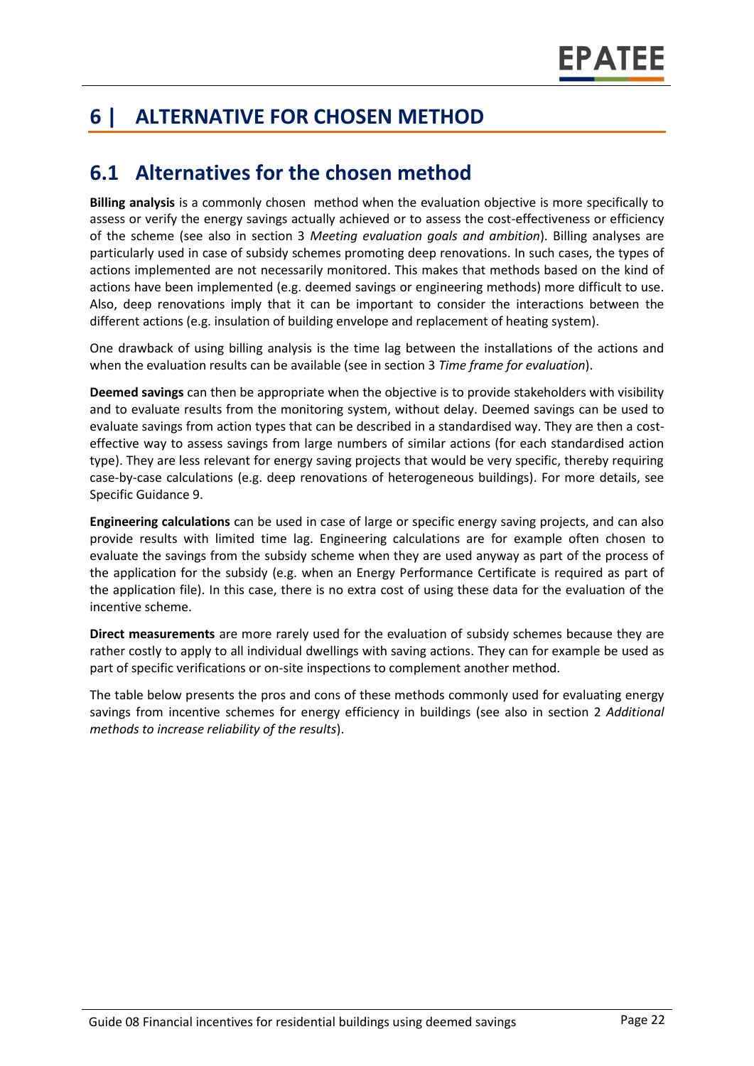# 6 | ALTERNATIVE FOR CHOSEN METHOD

## 6.1 Alternatives for the chosen method

**Billing analysis** is a commonly chosen method when the evaluation objective is more specifically to assess or verify the energy savings actually achieved or to assess the cost-effectiveness or efficiency of the scheme (see also in section 3 *Meeting evaluation goals and ambition*). Billing analyses are particularly used in case of subsidy schemes promoting deep renovations. In such cases, the types of actions implemented are not necessarily monitored. This makes that methods based on the kind of actions have been implemented (e.g. deemed savings or engineering methods) more difficult to use. Also, deep renovations imply that it can be important to consider the interactions between the different actions (e.g. insulation of building envelope and replacement of heating system).

One drawback of using billing analysis is the time lag between the installations of the actions and when the evaluation results can be available (see in section 3 *Time frame for evaluation*).

**Deemed savings** can then be appropriate when the objective is to provide stakeholders with visibility and to evaluate results from the monitoring system, without delay. Deemed savings can be used to evaluate savings from action types that can be described in a standardised way. They are then a cost-effective way to assess savings from large numbers of similar actions (for each standardised action type). They are less relevant for energy saving projects that would be very specific, thereby requiring case-by-case calculations (e.g. deep renovations of heterogeneous buildings). For more details, see Specific Guidance 9.

**Engineering calculations** can be used in case of large or specific energy saving projects, and can also provide results with limited time lag. Engineering calculations are for example often chosen to evaluate the savings from the subsidy scheme when they are used anyway as part of the process of the application for the subsidy (e.g. when an Energy Performance Certificate is required as part of the application file). In this case, there is no extra cost of using these data for the evaluation of the incentive scheme.

**Direct measurements** are more rarely used for the evaluation of subsidy schemes because they are rather costly to apply to all individual dwellings with saving actions. They can for example be used as part of specific verifications or on-site inspections to complement another method.

The table below presents the pros and cons of these methods commonly used for evaluating energy savings from incentive schemes for energy efficiency in buildings (see also in section 2 *Additional methods to increase reliability of the results*).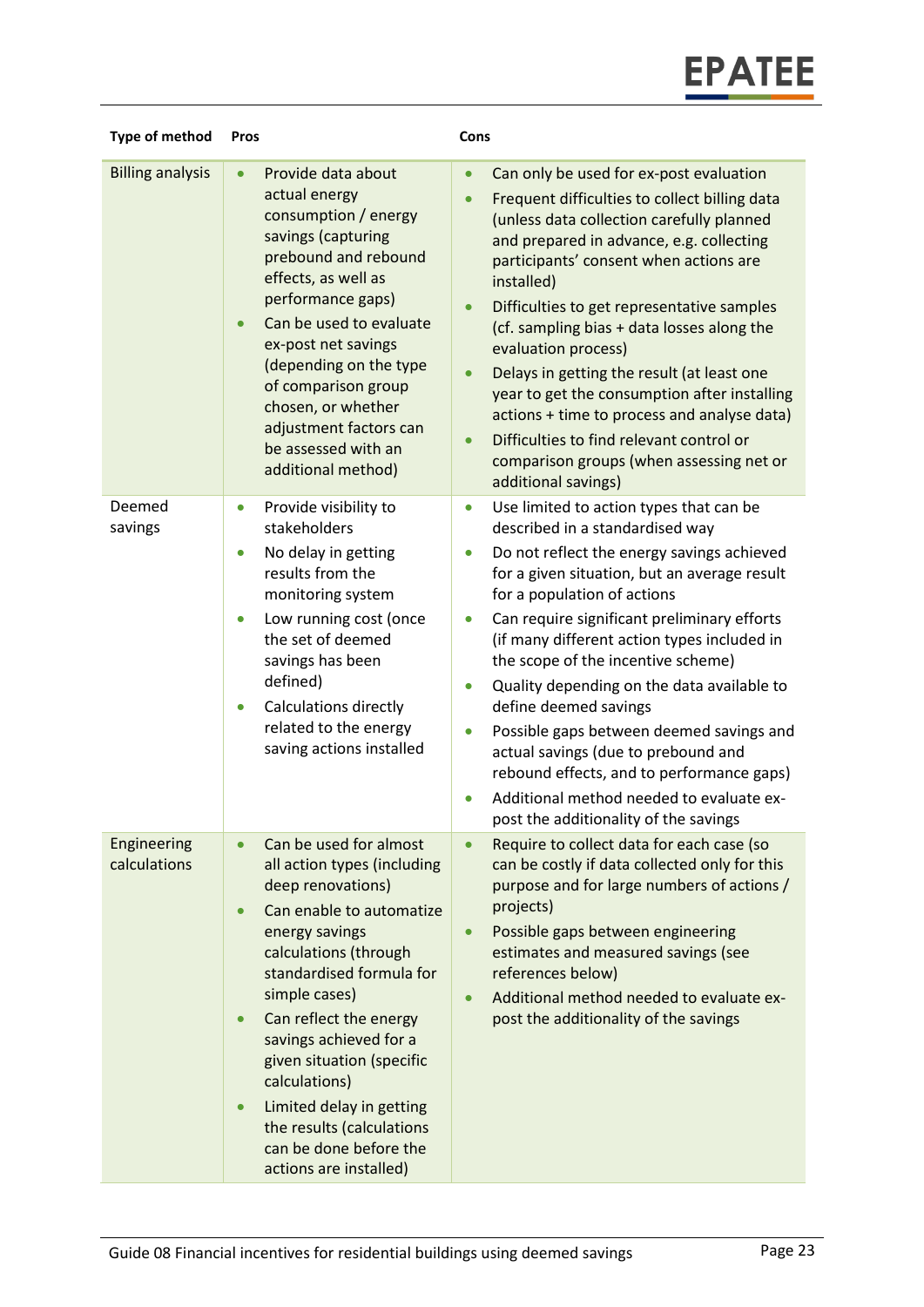| Type of method | Pros | Cons |
|---|---|---|
| Billing analysis | • Provide data about actual energy consumption / energy savings (capturing prebound and rebound effects, as well as performance gaps)<br>• Can be used to evaluate ex-post net savings (depending on the type of comparison group chosen, or whether adjustment factors can be assessed with an additional method) | • Can only be used for ex-post evaluation<br>• Frequent difficulties to collect billing data (unless data collection carefully planned and prepared in advance, e.g. collecting participants' consent when actions are installed)<br>• Difficulties to get representative samples (cf. sampling bias + data losses along the evaluation process)<br>• Delays in getting the result (at least one year to get the consumption after installing actions + time to process and analyse data)<br>• Difficulties to find relevant control or comparison groups (when assessing net or additional savings) |
| Deemed savings | • Provide visibility to stakeholders<br>• No delay in getting results from the monitoring system<br>• Low running cost (once the set of deemed savings has been defined)<br>• Calculations directly related to the energy saving actions installed | • Use limited to action types that can be described in a standardised way<br>• Do not reflect the energy savings achieved for a given situation, but an average result for a population of actions<br>• Can require significant preliminary efforts (if many different action types included in the scope of the incentive scheme)<br>• Quality depending on the data available to define deemed savings<br>• Possible gaps between deemed savings and actual savings (due to prebound and rebound effects, and to performance gaps)<br>• Additional method needed to evaluate ex-post the additionality of the savings |
| Engineering calculations | • Can be used for almost all action types (including deep renovations)<br>• Can enable to automatize energy savings calculations (through standardised formula for simple cases)<br>• Can reflect the energy savings achieved for a given situation (specific calculations)<br>• Limited delay in getting the results (calculations can be done before the actions are installed) | • Require to collect data for each case (so can be costly if data collected only for this purpose and for large numbers of actions / projects)<br>• Possible gaps between engineering estimates and measured savings (see references below)<br>• Additional method needed to evaluate ex-post the additionality of the savings |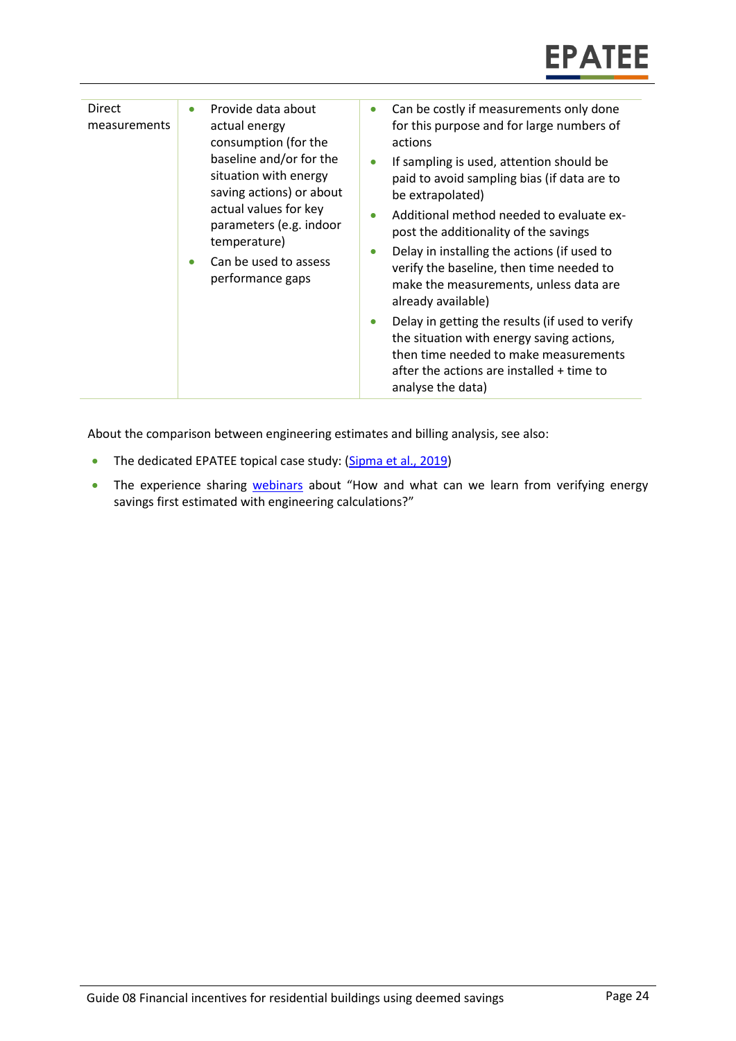| | | |
|---|---|---|
| Direct measurements | • Provide data about actual energy consumption (for the baseline and/or for the situation with energy saving actions) or about actual values for key parameters (e.g. indoor temperature)<br>• Can be used to assess performance gaps | • Can be costly if measurements only done for this purpose and for large numbers of actions<br>• If sampling is used, attention should be paid to avoid sampling bias (if data are to be extrapolated)<br>• Additional method needed to evaluate ex-post the additionality of the savings<br>• Delay in installing the actions (if used to verify the baseline, then time needed to make the measurements, unless data are already available)<br>• Delay in getting the results (if used to verify the situation with energy saving actions, then time needed to make measurements after the actions are installed + time to analyse the data) |

About the comparison between engineering estimates and billing analysis, see also:

- The dedicated EPATEE topical case study: (Sipma et al., 2019)
- The experience sharing webinars about "How and what can we learn from verifying energy savings first estimated with engineering calculations?"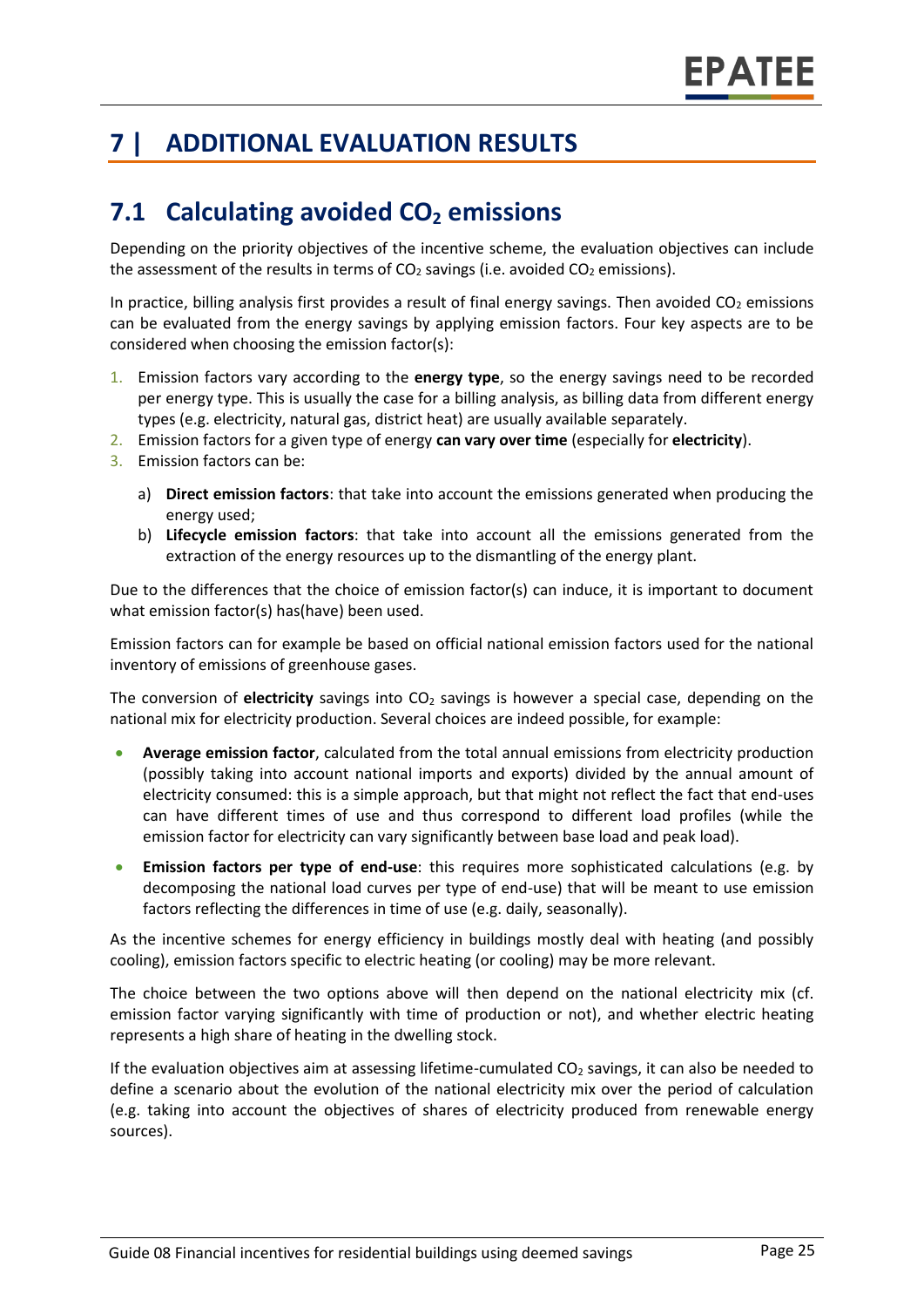# 7 | ADDITIONAL EVALUATION RESULTS

## 7.1 Calculating avoided $CO_2$ emissions

Depending on the priority objectives of the incentive scheme, the evaluation objectives can include the assessment of the results in terms of $CO_2$ savings (i.e. avoided $CO_2$ emissions).

In practice, billing analysis first provides a result of final energy savings. Then avoided $CO_2$ emissions can be evaluated from the energy savings by applying emission factors. Four key aspects are to be considered when choosing the emission factor(s):

1. Emission factors vary according to the **energy type**, so the energy savings need to be recorded per energy type. This is usually the case for a billing analysis, as billing data from different energy types (e.g. electricity, natural gas, district heat) are usually available separately.
2. Emission factors for a given type of energy **can vary over time** (especially for **electricity**).
3. Emission factors can be:
   a) **Direct emission factors**: that take into account the emissions generated when producing the energy used;
   b) **Lifecycle emission factors**: that take into account all the emissions generated from the extraction of the energy resources up to the dismantling of the energy plant.

Due to the differences that the choice of emission factor(s) can induce, it is important to document what emission factor(s) has(have) been used.

Emission factors can for example be based on official national emission factors used for the national inventory of emissions of greenhouse gases.

The conversion of **electricity** savings into $CO_2$ savings is however a special case, depending on the national mix for electricity production. Several choices are indeed possible, for example:

- **Average emission factor**, calculated from the total annual emissions from electricity production (possibly taking into account national imports and exports) divided by the annual amount of electricity consumed: this is a simple approach, but that might not reflect the fact that end-uses can have different times of use and thus correspond to different load profiles (while the emission factor for electricity can vary significantly between base load and peak load).
- **Emission factors per type of end-use**: this requires more sophisticated calculations (e.g. by decomposing the national load curves per type of end-use) that will be meant to use emission factors reflecting the differences in time of use (e.g. daily, seasonally).

As the incentive schemes for energy efficiency in buildings mostly deal with heating (and possibly cooling), emission factors specific to electric heating (or cooling) may be more relevant.

The choice between the two options above will then depend on the national electricity mix (cf. emission factor varying significantly with time of production or not), and whether electric heating represents a high share of heating in the dwelling stock.

If the evaluation objectives aim at assessing lifetime-cumulated $CO_2$ savings, it can also be needed to define a scenario about the evolution of the national electricity mix over the period of calculation (e.g. taking into account the objectives of shares of electricity produced from renewable energy sources).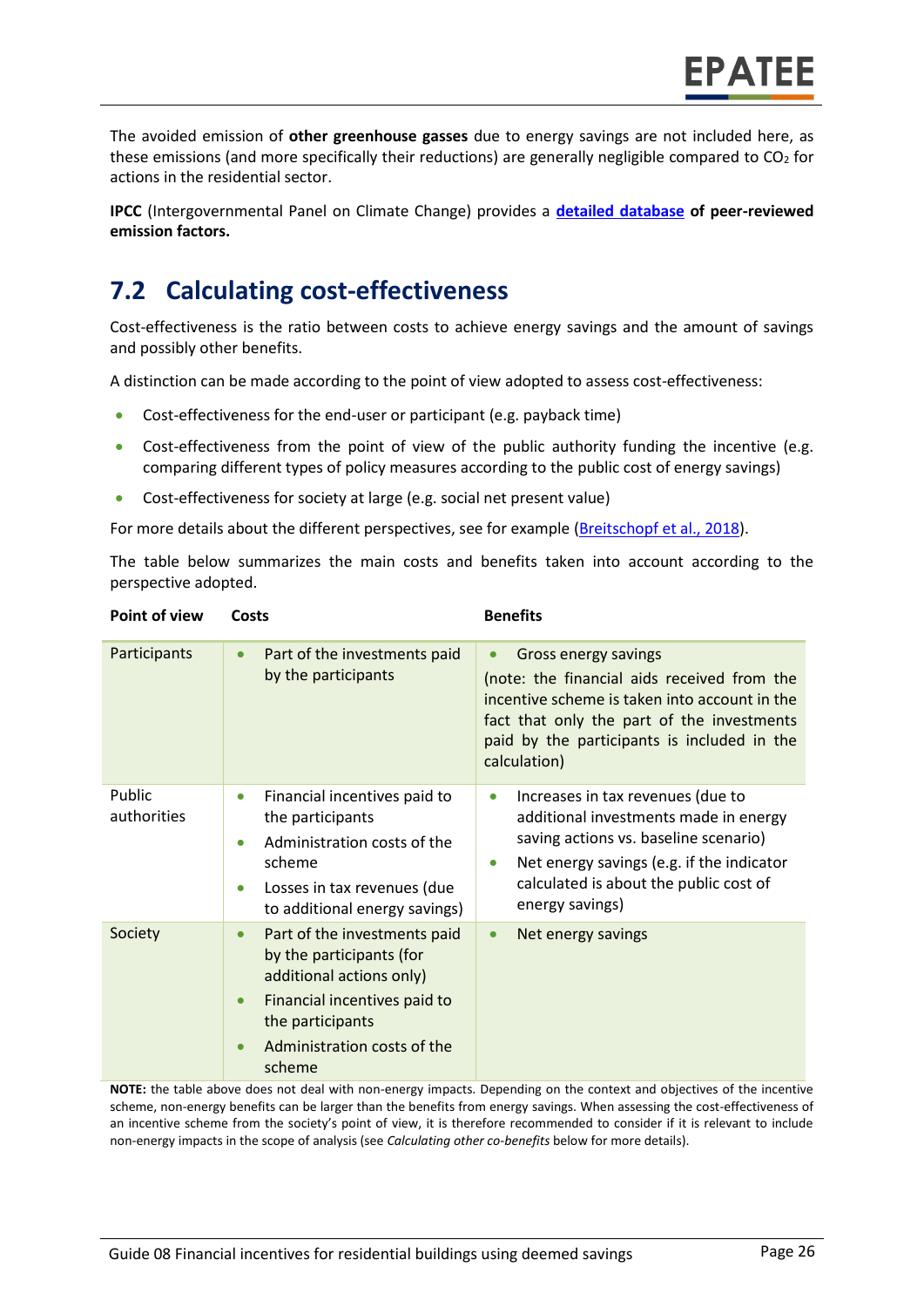The avoided emission of **other greenhouse gasses** due to energy savings are not included here, as these emissions (and more specifically their reductions) are generally negligible compared to $CO_2$ for actions in the residential sector.

**IPCC** (Intergovernmental Panel on Climate Change) provides a **detailed database of peer-reviewed emission factors.**

## 7.2 Calculating cost-effectiveness

Cost-effectiveness is the ratio between costs to achieve energy savings and the amount of savings and possibly other benefits.

A distinction can be made according to the point of view adopted to assess cost-effectiveness:

- Cost-effectiveness for the end-user or participant (e.g. payback time)
- Cost-effectiveness from the point of view of the public authority funding the incentive (e.g. comparing different types of policy measures according to the public cost of energy savings)
- Cost-effectiveness for society at large (e.g. social net present value)

For more details about the different perspectives, see for example (Breitschopf et al., 2018).

The table below summarizes the main costs and benefits taken into account according to the perspective adopted.

| Point of view | Costs | Benefits |
|---|---|---|
| Participants | • Part of the investments paid by the participants | • Gross energy savings<br>(note: the financial aids received from the incentive scheme is taken into account in the fact that only the part of the investments paid by the participants is included in the calculation) |
| Public authorities | • Financial incentives paid to the participants<br>• Administration costs of the scheme<br>• Losses in tax revenues (due to additional energy savings) | • Increases in tax revenues (due to additional investments made in energy saving actions vs. baseline scenario)<br>• Net energy savings (e.g. if the indicator calculated is about the public cost of energy savings) |
| Society | • Part of the investments paid by the participants (for additional actions only)<br>• Financial incentives paid to the participants<br>• Administration costs of the scheme | • Net energy savings |

**NOTE:** the table above does not deal with non-energy impacts. Depending on the context and objectives of the incentive scheme, non-energy benefits can be larger than the benefits from energy savings. When assessing the cost-effectiveness of an incentive scheme from the society's point of view, it is therefore recommended to consider if it is relevant to include non-energy impacts in the scope of analysis (see *Calculating other co-benefits* below for more details).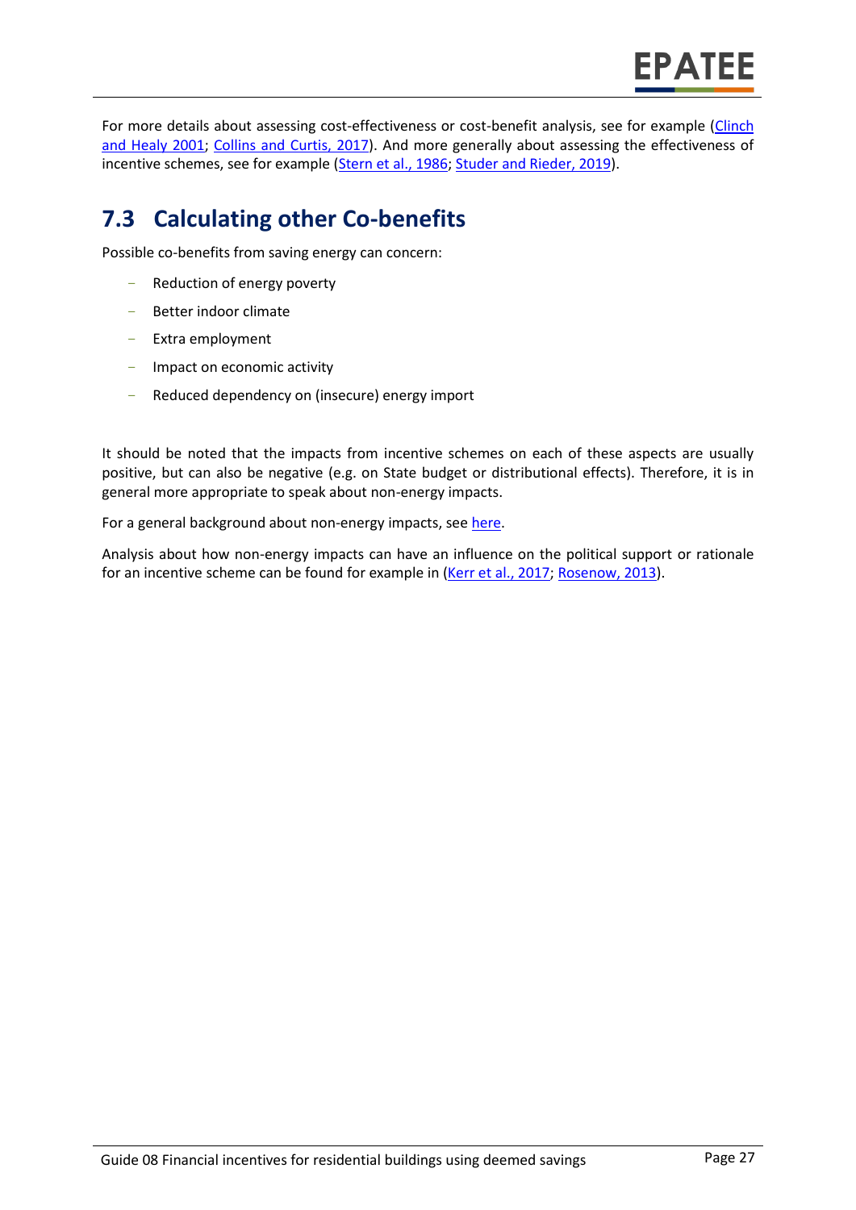For more details about assessing cost-effectiveness or cost-benefit analysis, see for example (Clinch and Healy 2001; Collins and Curtis, 2017). And more generally about assessing the effectiveness of incentive schemes, see for example (Stern et al., 1986; Studer and Rieder, 2019).

## 7.3 Calculating other Co-benefits

Possible co-benefits from saving energy can concern:

- Reduction of energy poverty
- Better indoor climate
- Extra employment
- Impact on economic activity
- Reduced dependency on (insecure) energy import

It should be noted that the impacts from incentive schemes on each of these aspects are usually positive, but can also be negative (e.g. on State budget or distributional effects). Therefore, it is in general more appropriate to speak about non-energy impacts.

For a general background about non-energy impacts, see here.

Analysis about how non-energy impacts can have an influence on the political support or rationale for an incentive scheme can be found for example in (Kerr et al., 2017; Rosenow, 2013).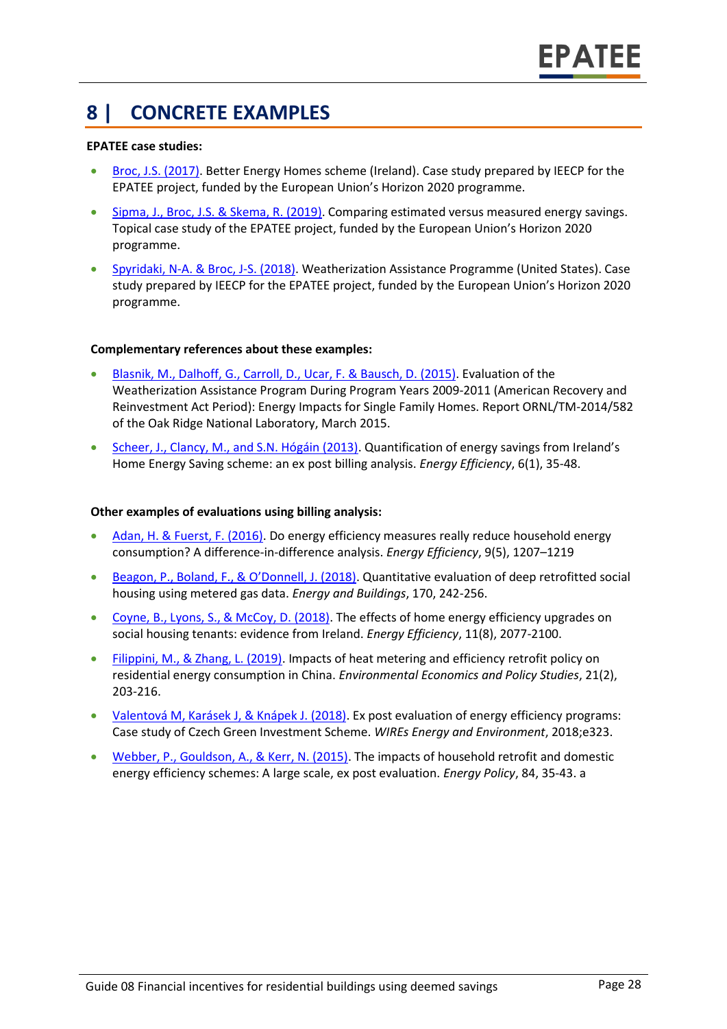# 8 | CONCRETE EXAMPLES

**EPATEE case studies:**

- Broc, J.S. (2017). Better Energy Homes scheme (Ireland). Case study prepared by IEECP for the EPATEE project, funded by the European Union's Horizon 2020 programme.
- Sipma, J., Broc, J.S. & Skema, R. (2019). Comparing estimated versus measured energy savings. Topical case study of the EPATEE project, funded by the European Union's Horizon 2020 programme.
- Spyridaki, N-A. & Broc, J-S. (2018). Weatherization Assistance Programme (United States). Case study prepared by IEECP for the EPATEE project, funded by the European Union's Horizon 2020 programme.

**Complementary references about these examples:**

- Blasnik, M., Dalhoff, G., Carroll, D., Ucar, F. & Bausch, D. (2015). Evaluation of the Weatherization Assistance Program During Program Years 2009-2011 (American Recovery and Reinvestment Act Period): Energy Impacts for Single Family Homes. Report ORNL/TM-2014/582 of the Oak Ridge National Laboratory, March 2015.
- Scheer, J., Clancy, M., and S.N. Hógáin (2013). Quantification of energy savings from Ireland's Home Energy Saving scheme: an ex post billing analysis. *Energy Efficiency*, 6(1), 35-48.

**Other examples of evaluations using billing analysis:**

- Adan, H. & Fuerst, F. (2016). Do energy efficiency measures really reduce household energy consumption? A difference-in-difference analysis. *Energy Efficiency*, 9(5), 1207–1219
- Beagon, P., Boland, F., & O'Donnell, J. (2018). Quantitative evaluation of deep retrofitted social housing using metered gas data. *Energy and Buildings*, 170, 242-256.
- Coyne, B., Lyons, S., & McCoy, D. (2018). The effects of home energy efficiency upgrades on social housing tenants: evidence from Ireland. *Energy Efficiency*, 11(8), 2077-2100.
- Filippini, M., & Zhang, L. (2019). Impacts of heat metering and efficiency retrofit policy on residential energy consumption in China. *Environmental Economics and Policy Studies*, 21(2), 203-216.
- Valentová M, Karásek J, & Knápek J. (2018). Ex post evaluation of energy efficiency programs: Case study of Czech Green Investment Scheme. *WIREs Energy and Environment*, 2018;e323.
- Webber, P., Gouldson, A., & Kerr, N. (2015). The impacts of household retrofit and domestic energy efficiency schemes: A large scale, ex post evaluation. *Energy Policy*, 84, 35-43. a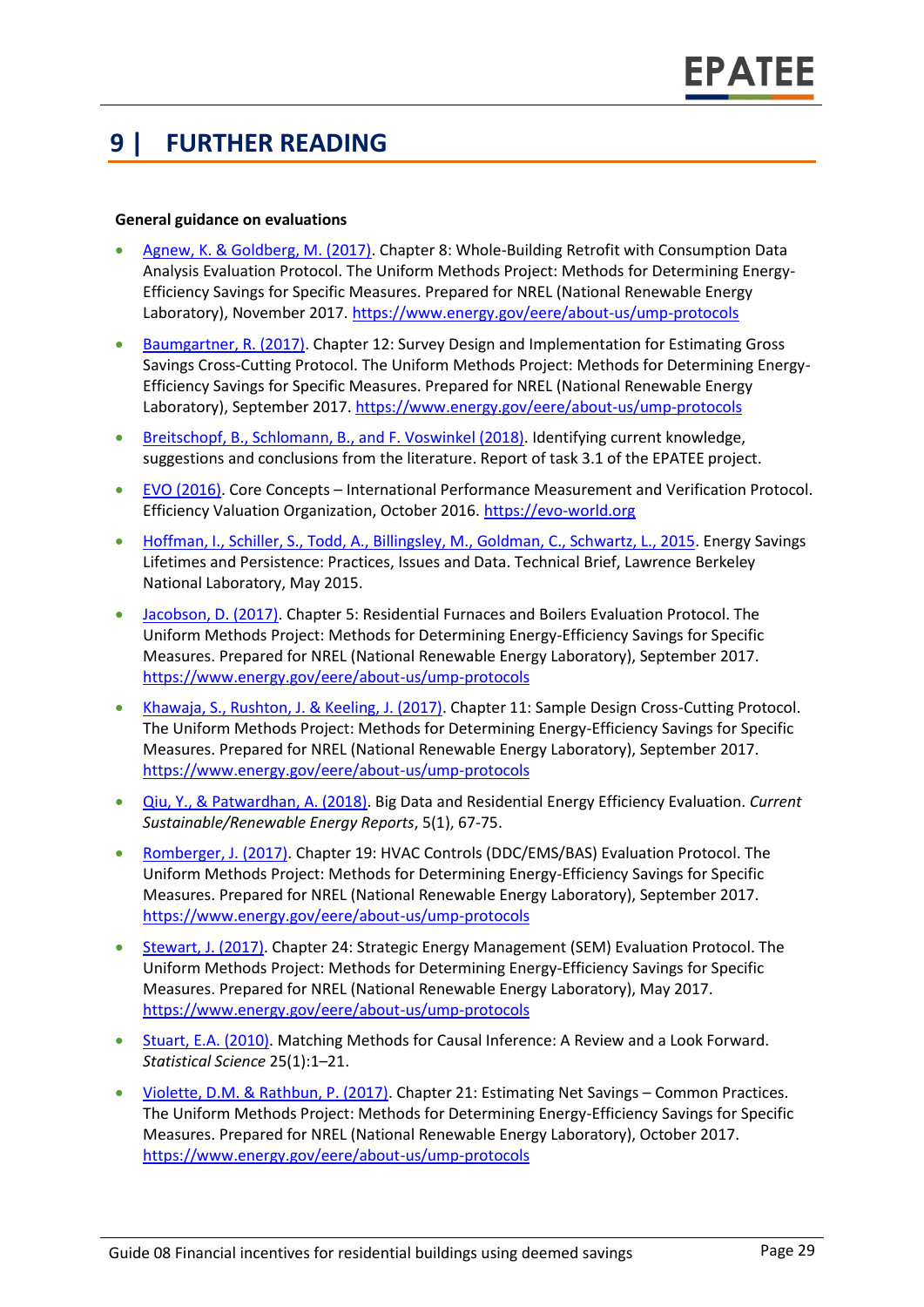# 9 | FURTHER READING

**General guidance on evaluations**

- Agnew, K. & Goldberg, M. (2017). Chapter 8: Whole-Building Retrofit with Consumption Data Analysis Evaluation Protocol. The Uniform Methods Project: Methods for Determining Energy-Efficiency Savings for Specific Measures. Prepared for NREL (National Renewable Energy Laboratory), November 2017. https://www.energy.gov/eere/about-us/ump-protocols
- Baumgartner, R. (2017). Chapter 12: Survey Design and Implementation for Estimating Gross Savings Cross-Cutting Protocol. The Uniform Methods Project: Methods for Determining Energy-Efficiency Savings for Specific Measures. Prepared for NREL (National Renewable Energy Laboratory), September 2017. https://www.energy.gov/eere/about-us/ump-protocols
- Breitschopf, B., Schlomann, B., and F. Voswinkel (2018). Identifying current knowledge, suggestions and conclusions from the literature. Report of task 3.1 of the EPATEE project.
- EVO (2016). Core Concepts – International Performance Measurement and Verification Protocol. Efficiency Valuation Organization, October 2016. https://evo-world.org
- Hoffman, I., Schiller, S., Todd, A., Billingsley, M., Goldman, C., Schwartz, L., 2015. Energy Savings Lifetimes and Persistence: Practices, Issues and Data. Technical Brief, Lawrence Berkeley National Laboratory, May 2015.
- Jacobson, D. (2017). Chapter 5: Residential Furnaces and Boilers Evaluation Protocol. The Uniform Methods Project: Methods for Determining Energy-Efficiency Savings for Specific Measures. Prepared for NREL (National Renewable Energy Laboratory), September 2017. https://www.energy.gov/eere/about-us/ump-protocols
- Khawaja, S., Rushton, J. & Keeling, J. (2017). Chapter 11: Sample Design Cross-Cutting Protocol. The Uniform Methods Project: Methods for Determining Energy-Efficiency Savings for Specific Measures. Prepared for NREL (National Renewable Energy Laboratory), September 2017. https://www.energy.gov/eere/about-us/ump-protocols
- Qiu, Y., & Patwardhan, A. (2018). Big Data and Residential Energy Efficiency Evaluation. *Current Sustainable/Renewable Energy Reports*, 5(1), 67-75.
- Romberger, J. (2017). Chapter 19: HVAC Controls (DDC/EMS/BAS) Evaluation Protocol. The Uniform Methods Project: Methods for Determining Energy-Efficiency Savings for Specific Measures. Prepared for NREL (National Renewable Energy Laboratory), September 2017. https://www.energy.gov/eere/about-us/ump-protocols
- Stewart, J. (2017). Chapter 24: Strategic Energy Management (SEM) Evaluation Protocol. The Uniform Methods Project: Methods for Determining Energy-Efficiency Savings for Specific Measures. Prepared for NREL (National Renewable Energy Laboratory), May 2017. https://www.energy.gov/eere/about-us/ump-protocols
- Stuart, E.A. (2010). Matching Methods for Causal Inference: A Review and a Look Forward. *Statistical Science* 25(1):1–21.
- Violette, D.M. & Rathbun, P. (2017). Chapter 21: Estimating Net Savings – Common Practices. The Uniform Methods Project: Methods for Determining Energy-Efficiency Savings for Specific Measures. Prepared for NREL (National Renewable Energy Laboratory), October 2017. https://www.energy.gov/eere/about-us/ump-protocols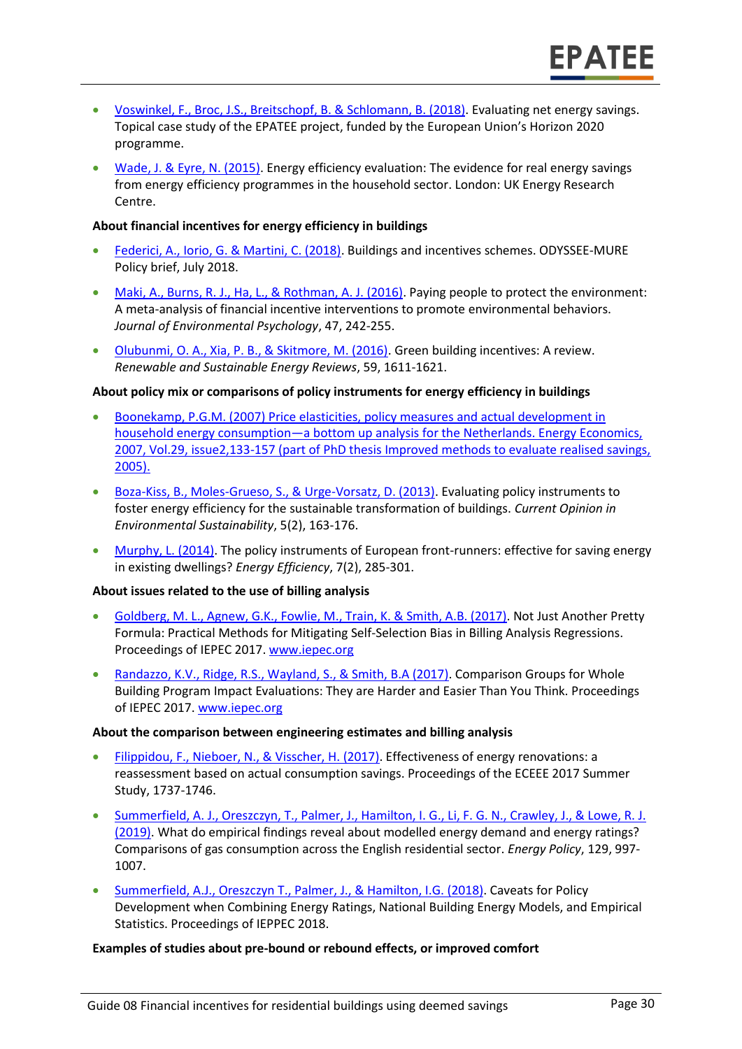- Voswinkel, F., Broc, J.S., Breitschopf, B. & Schlomann, B. (2018). Evaluating net energy savings. Topical case study of the EPATEE project, funded by the European Union's Horizon 2020 programme.
- Wade, J. & Eyre, N. (2015). Energy efficiency evaluation: The evidence for real energy savings from energy efficiency programmes in the household sector. London: UK Energy Research Centre.

**About financial incentives for energy efficiency in buildings**

- Federici, A., Iorio, G. & Martini, C. (2018). Buildings and incentives schemes. ODYSSEE-MURE Policy brief, July 2018.
- Maki, A., Burns, R. J., Ha, L., & Rothman, A. J. (2016). Paying people to protect the environment: A meta-analysis of financial incentive interventions to promote environmental behaviors. *Journal of Environmental Psychology*, 47, 242-255.
- Olubunmi, O. A., Xia, P. B., & Skitmore, M. (2016). Green building incentives: A review. *Renewable and Sustainable Energy Reviews*, 59, 1611-1621.

**About policy mix or comparisons of policy instruments for energy efficiency in buildings**

- Boonekamp, P.G.M. (2007) Price elasticities, policy measures and actual development in household energy consumption—a bottom up analysis for the Netherlands. Energy Economics, 2007, Vol.29, issue2,133-157 (part of PhD thesis Improved methods to evaluate realised savings, 2005).
- Boza-Kiss, B., Moles-Grueso, S., & Urge-Vorsatz, D. (2013). Evaluating policy instruments to foster energy efficiency for the sustainable transformation of buildings. *Current Opinion in Environmental Sustainability*, 5(2), 163-176.
- Murphy, L. (2014). The policy instruments of European front-runners: effective for saving energy in existing dwellings? *Energy Efficiency*, 7(2), 285-301.

**About issues related to the use of billing analysis**

- Goldberg, M. L., Agnew, G.K., Fowlie, M., Train, K. & Smith, A.B. (2017). Not Just Another Pretty Formula: Practical Methods for Mitigating Self-Selection Bias in Billing Analysis Regressions. Proceedings of IEPEC 2017. www.iepec.org
- Randazzo, K.V., Ridge, R.S., Wayland, S., & Smith, B.A (2017). Comparison Groups for Whole Building Program Impact Evaluations: They are Harder and Easier Than You Think. Proceedings of IEPEC 2017. www.iepec.org

**About the comparison between engineering estimates and billing analysis**

- Filippidou, F., Nieboer, N., & Visscher, H. (2017). Effectiveness of energy renovations: a reassessment based on actual consumption savings. Proceedings of the ECEEE 2017 Summer Study, 1737-1746.
- Summerfield, A. J., Oreszczyn, T., Palmer, J., Hamilton, I. G., Li, F. G. N., Crawley, J., & Lowe, R. J. (2019). What do empirical findings reveal about modelled energy demand and energy ratings? Comparisons of gas consumption across the English residential sector. *Energy Policy*, 129, 997-1007.
- Summerfield, A.J., Oreszczyn T., Palmer, J., & Hamilton, I.G. (2018). Caveats for Policy Development when Combining Energy Ratings, National Building Energy Models, and Empirical Statistics. Proceedings of IEPPEC 2018.

**Examples of studies about pre-bound or rebound effects, or improved comfort**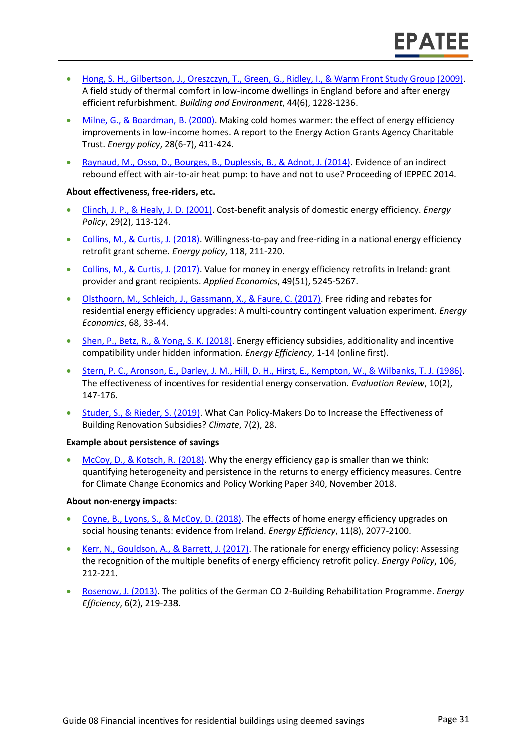- Hong, S. H., Gilbertson, J., Oreszczyn, T., Green, G., Ridley, I., & Warm Front Study Group (2009). A field study of thermal comfort in low-income dwellings in England before and after energy efficient refurbishment. *Building and Environment*, 44(6), 1228-1236.
- Milne, G., & Boardman, B. (2000). Making cold homes warmer: the effect of energy efficiency improvements in low-income homes. A report to the Energy Action Grants Agency Charitable Trust. *Energy policy*, 28(6-7), 411-424.
- Raynaud, M., Osso, D., Bourges, B., Duplessis, B., & Adnot, J. (2014). Evidence of an indirect rebound effect with air-to-air heat pump: to have and not to use? Proceeding of IEPPEC 2014.

**About effectiveness, free-riders, etc.**

- Clinch, J. P., & Healy, J. D. (2001). Cost-benefit analysis of domestic energy efficiency. *Energy Policy*, 29(2), 113-124.
- Collins, M., & Curtis, J. (2018). Willingness-to-pay and free-riding in a national energy efficiency retrofit grant scheme. *Energy policy*, 118, 211-220.
- Collins, M., & Curtis, J. (2017). Value for money in energy efficiency retrofits in Ireland: grant provider and grant recipients. *Applied Economics*, 49(51), 5245-5267.
- Olsthoorn, M., Schleich, J., Gassmann, X., & Faure, C. (2017). Free riding and rebates for residential energy efficiency upgrades: A multi-country contingent valuation experiment. *Energy Economics*, 68, 33-44.
- Shen, P., Betz, R., & Yong, S. K. (2018). Energy efficiency subsidies, additionality and incentive compatibility under hidden information. *Energy Efficiency*, 1-14 (online first).
- Stern, P. C., Aronson, E., Darley, J. M., Hill, D. H., Hirst, E., Kempton, W., & Wilbanks, T. J. (1986). The effectiveness of incentives for residential energy conservation. *Evaluation Review*, 10(2), 147-176.
- Studer, S., & Rieder, S. (2019). What Can Policy-Makers Do to Increase the Effectiveness of Building Renovation Subsidies? *Climate*, 7(2), 28.

**Example about persistence of savings**

- McCoy, D., & Kotsch, R. (2018). Why the energy efficiency gap is smaller than we think: quantifying heterogeneity and persistence in the returns to energy efficiency measures. Centre for Climate Change Economics and Policy Working Paper 340, November 2018.

**About non-energy impacts**:

- Coyne, B., Lyons, S., & McCoy, D. (2018). The effects of home energy efficiency upgrades on social housing tenants: evidence from Ireland. *Energy Efficiency*, 11(8), 2077-2100.
- Kerr, N., Gouldson, A., & Barrett, J. (2017). The rationale for energy efficiency policy: Assessing the recognition of the multiple benefits of energy efficiency retrofit policy. *Energy Policy*, 106, 212-221.
- Rosenow, J. (2013). The politics of the German CO 2-Building Rehabilitation Programme. *Energy Efficiency*, 6(2), 219-238.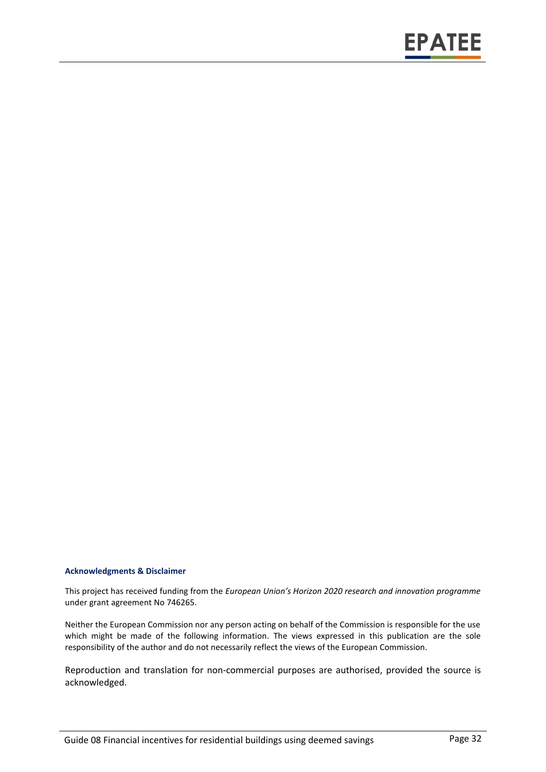**Acknowledgments & Disclaimer**

This project has received funding from the *European Union's Horizon 2020 research and innovation programme* under grant agreement No 746265.

Neither the European Commission nor any person acting on behalf of the Commission is responsible for the use which might be made of the following information. The views expressed in this publication are the sole responsibility of the author and do not necessarily reflect the views of the European Commission.

Reproduction and translation for non-commercial purposes are authorised, provided the source is acknowledged.